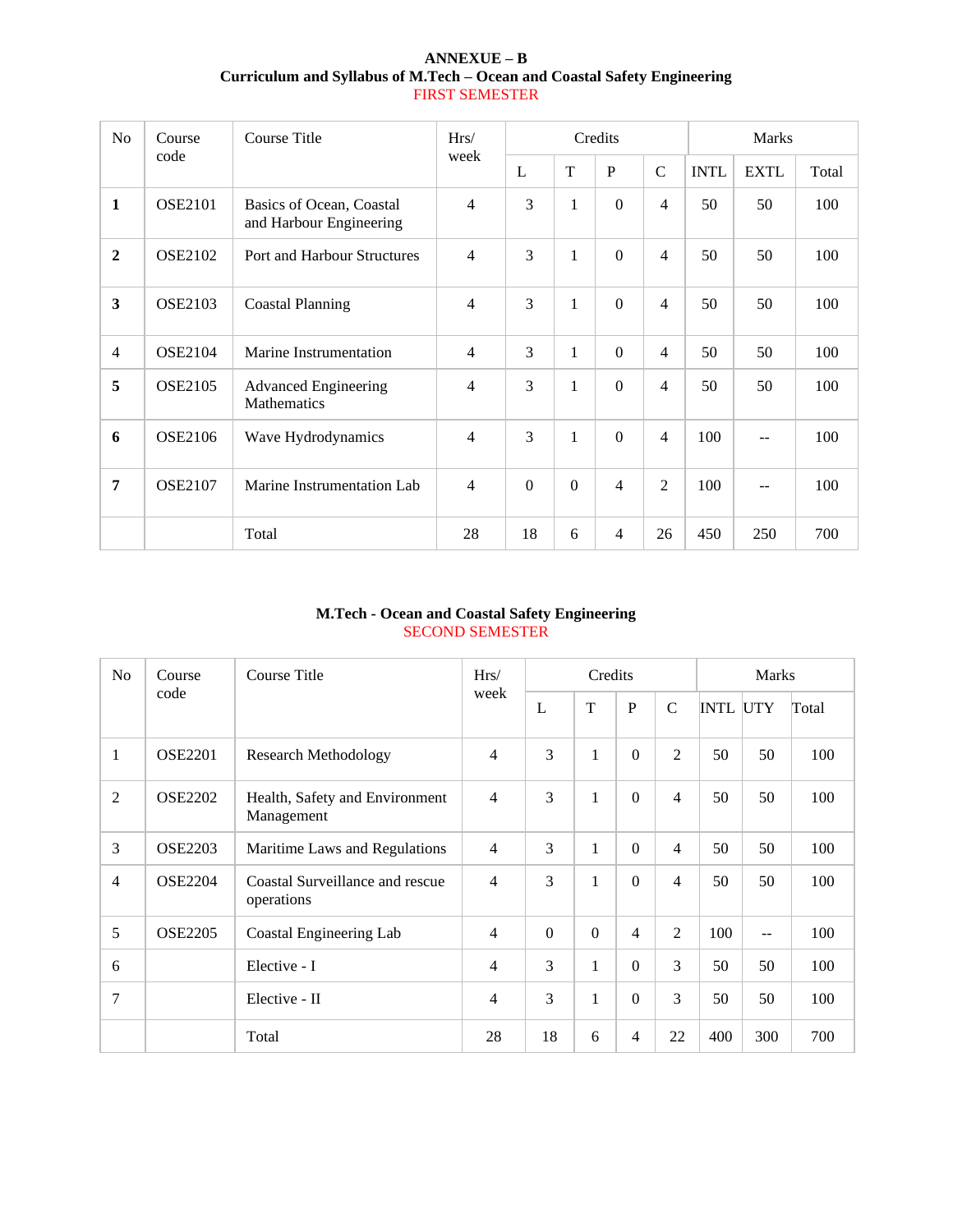**ANNEXUE – B**

**Curriculum and Syllabus of M.Tech – Ocean and Coastal Safety Engineering**

FIRST SEMESTER

| No | Course code | Course Title | Hrs/ week | Credits | | | | Marks | | |
|---|---|---|---|---|---|---|---|---|---|---|
| | | | | L | T | P | C | INTL | EXTL | Total |
| **1** | OSE2101 | Basics of Ocean, Coastal and Harbour Engineering | 4 | 3 | 1 | 0 | 4 | 50 | 50 | 100 |
| **2** | OSE2102 | Port and Harbour Structures | 4 | 3 | 1 | 0 | 4 | 50 | 50 | 100 |
| **3** | OSE2103 | Coastal Planning | 4 | 3 | 1 | 0 | 4 | 50 | 50 | 100 |
| 4 | OSE2104 | Marine Instrumentation | 4 | 3 | 1 | 0 | 4 | 50 | 50 | 100 |
| **5** | OSE2105 | Advanced Engineering Mathematics | 4 | 3 | 1 | 0 | 4 | 50 | 50 | 100 |
| **6** | OSE2106 | Wave Hydrodynamics | 4 | 3 | 1 | 0 | 4 | 100 | -- | 100 |
| **7** | OSE2107 | Marine Instrumentation Lab | 4 | 0 | 0 | 4 | 2 | 100 | -- | 100 |
| | | Total | 28 | 18 | 6 | 4 | 26 | 450 | 250 | 700 |

**M.Tech - Ocean and Coastal Safety Engineering**

SECOND SEMESTER

| No | Course code | Course Title | Hrs/ week | Credits | | | | Marks | | |
|---|---|---|---|---|---|---|---|---|---|---|
| | | | | L | T | P | C | INTL | UTY | Total |
| 1 | OSE2201 | Research Methodology | 4 | 3 | 1 | 0 | 2 | 50 | 50 | 100 |
| 2 | OSE2202 | Health, Safety and Environment Management | 4 | 3 | 1 | 0 | 4 | 50 | 50 | 100 |
| 3 | OSE2203 | Maritime Laws and Regulations | 4 | 3 | 1 | 0 | 4 | 50 | 50 | 100 |
| 4 | OSE2204 | Coastal Surveillance and rescue operations | 4 | 3 | 1 | 0 | 4 | 50 | 50 | 100 |
| 5 | OSE2205 | Coastal Engineering Lab | 4 | 0 | 0 | 4 | 2 | 100 | -- | 100 |
| 6 | | Elective - I | 4 | 3 | 1 | 0 | 3 | 50 | 50 | 100 |
| 7 | | Elective - II | 4 | 3 | 1 | 0 | 3 | 50 | 50 | 100 |
| | | Total | 28 | 18 | 6 | 4 | 22 | 400 | 300 | 700 |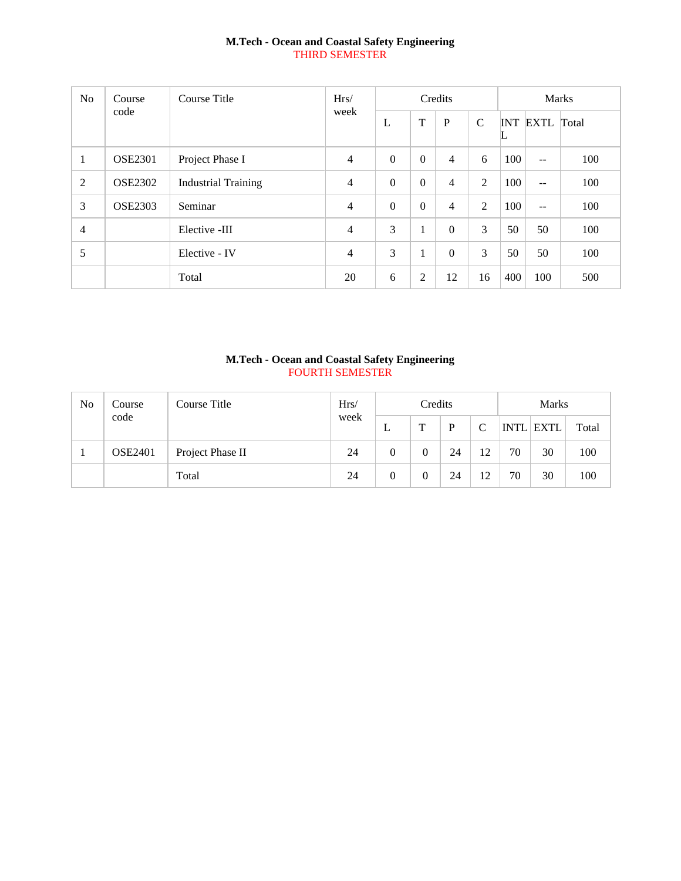**M.Tech - Ocean and Coastal Safety Engineering**
THIRD SEMESTER

| No | Course code | Course Title | Hrs/ week | Credits | | | | Marks | | |
|---|---|---|---|---|---|---|---|---|---|---|
| | | | | L | T | P | C | INTL | EXTL | Total |
| 1 | OSE2301 | Project Phase I | 4 | 0 | 0 | 4 | 6 | 100 | -- | 100 |
| 2 | OSE2302 | Industrial Training | 4 | 0 | 0 | 4 | 2 | 100 | -- | 100 |
| 3 | OSE2303 | Seminar | 4 | 0 | 0 | 4 | 2 | 100 | -- | 100 |
| 4 | | Elective -III | 4 | 3 | 1 | 0 | 3 | 50 | 50 | 100 |
| 5 | | Elective - IV | 4 | 3 | 1 | 0 | 3 | 50 | 50 | 100 |
| | | Total | 20 | 6 | 2 | 12 | 16 | 400 | 100 | 500 |

**M.Tech - Ocean and Coastal Safety Engineering**
FOURTH SEMESTER

| No | Course code | Course Title | Hrs/ week | Credits | | | | Marks | | |
|---|---|---|---|---|---|---|---|---|---|---|
| | | | | L | T | P | C | INTL | EXTL | Total |
| 1 | OSE2401 | Project Phase II | 24 | 0 | 0 | 24 | 12 | 70 | 30 | 100 |
| | | Total | 24 | 0 | 0 | 24 | 12 | 70 | 30 | 100 |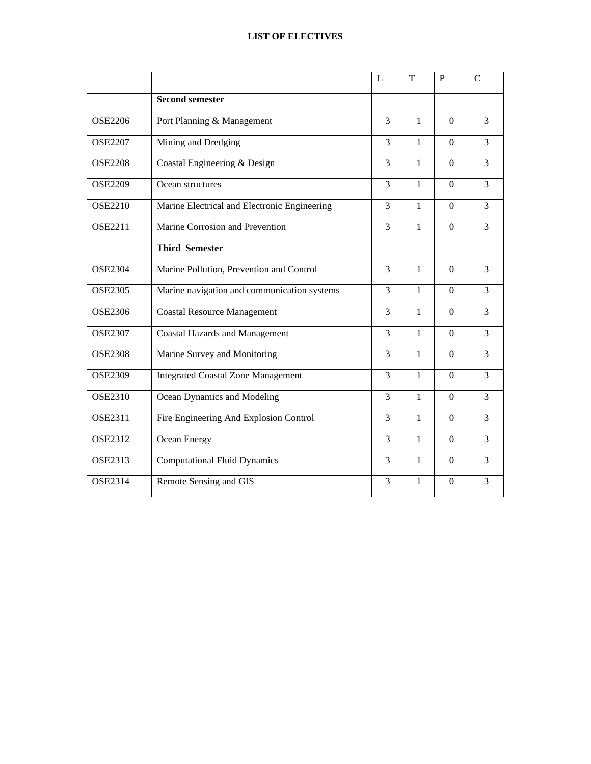# LIST OF ELECTIVES

| | | L | T | P | C |
|---|---|---|---|---|---|
| | **Second semester** | | | | |
| OSE2206 | Port Planning & Management | 3 | 1 | 0 | 3 |
| OSE2207 | Mining and Dredging | 3 | 1 | 0 | 3 |
| OSE2208 | Coastal Engineering & Design | 3 | 1 | 0 | 3 |
| OSE2209 | Ocean structures | 3 | 1 | 0 | 3 |
| OSE2210 | Marine Electrical and Electronic Engineering | 3 | 1 | 0 | 3 |
| OSE2211 | Marine Corrosion and Prevention | 3 | 1 | 0 | 3 |
| | **Third Semester** | | | | |
| OSE2304 | Marine Pollution, Prevention and Control | 3 | 1 | 0 | 3 |
| OSE2305 | Marine navigation and communication systems | 3 | 1 | 0 | 3 |
| OSE2306 | Coastal Resource Management | 3 | 1 | 0 | 3 |
| OSE2307 | Coastal Hazards and Management | 3 | 1 | 0 | 3 |
| OSE2308 | Marine Survey and Monitoring | 3 | 1 | 0 | 3 |
| OSE2309 | Integrated Coastal Zone Management | 3 | 1 | 0 | 3 |
| OSE2310 | Ocean Dynamics and Modeling | 3 | 1 | 0 | 3 |
| OSE2311 | Fire Engineering And Explosion Control | 3 | 1 | 0 | 3 |
| OSE2312 | Ocean Energy | 3 | 1 | 0 | 3 |
| OSE2313 | Computational Fluid Dynamics | 3 | 1 | 0 | 3 |
| OSE2314 | Remote Sensing and GIS | 3 | 1 | 0 | 3 |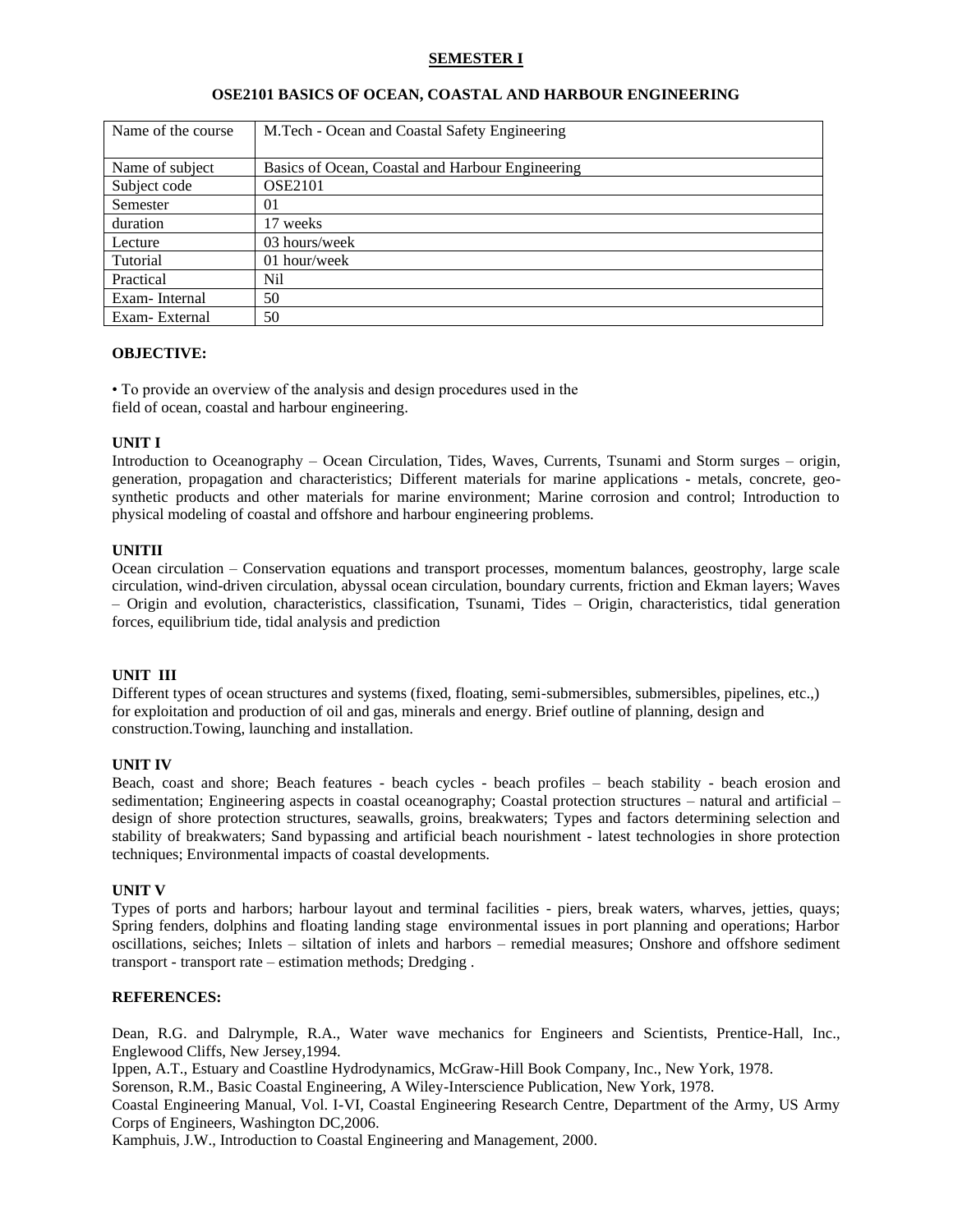## SEMESTER I

### OSE2101 BASICS OF OCEAN, COASTAL AND HARBOUR ENGINEERING

| Name of the course | M.Tech - Ocean and Coastal Safety Engineering |
|---|---|
| Name of subject | Basics of Ocean, Coastal and Harbour Engineering |
| Subject code | OSE2101 |
| Semester | 01 |
| duration | 17 weeks |
| Lecture | 03 hours/week |
| Tutorial | 01 hour/week |
| Practical | Nil |
| Exam- Internal | 50 |
| Exam- External | 50 |

**OBJECTIVE:**

• To provide an overview of the analysis and design procedures used in the field of ocean, coastal and harbour engineering.

**UNIT I**

Introduction to Oceanography – Ocean Circulation, Tides, Waves, Currents, Tsunami and Storm surges – origin, generation, propagation and characteristics; Different materials for marine applications - metals, concrete, geo-synthetic products and other materials for marine environment; Marine corrosion and control; Introduction to physical modeling of coastal and offshore and harbour engineering problems.

**UNITII**

Ocean circulation – Conservation equations and transport processes, momentum balances, geostrophy, large scale circulation, wind-driven circulation, abyssal ocean circulation, boundary currents, friction and Ekman layers; Waves – Origin and evolution, characteristics, classification, Tsunami, Tides – Origin, characteristics, tidal generation forces, equilibrium tide, tidal analysis and prediction

**UNIT III**

Different types of ocean structures and systems (fixed, floating, semi-submersibles, submersibles, pipelines, etc.,) for exploitation and production of oil and gas, minerals and energy. Brief outline of planning, design and construction.Towing, launching and installation.

**UNIT IV**

Beach, coast and shore; Beach features - beach cycles - beach profiles – beach stability - beach erosion and sedimentation; Engineering aspects in coastal oceanography; Coastal protection structures – natural and artificial – design of shore protection structures, seawalls, groins, breakwaters; Types and factors determining selection and stability of breakwaters; Sand bypassing and artificial beach nourishment - latest technologies in shore protection techniques; Environmental impacts of coastal developments.

**UNIT V**

Types of ports and harbors; harbour layout and terminal facilities - piers, break waters, wharves, jetties, quays; Spring fenders, dolphins and floating landing stage environmental issues in port planning and operations; Harbor oscillations, seiches; Inlets – siltation of inlets and harbors – remedial measures; Onshore and offshore sediment transport - transport rate – estimation methods; Dredging .

**REFERENCES:**

Dean, R.G. and Dalrymple, R.A., Water wave mechanics for Engineers and Scientists, Prentice-Hall, Inc., Englewood Cliffs, New Jersey,1994.

Ippen, A.T., Estuary and Coastline Hydrodynamics, McGraw-Hill Book Company, Inc., New York, 1978.

Sorenson, R.M., Basic Coastal Engineering, A Wiley-Interscience Publication, New York, 1978.

Coastal Engineering Manual, Vol. I-VI, Coastal Engineering Research Centre, Department of the Army, US Army Corps of Engineers, Washington DC,2006.

Kamphuis, J.W., Introduction to Coastal Engineering and Management, 2000.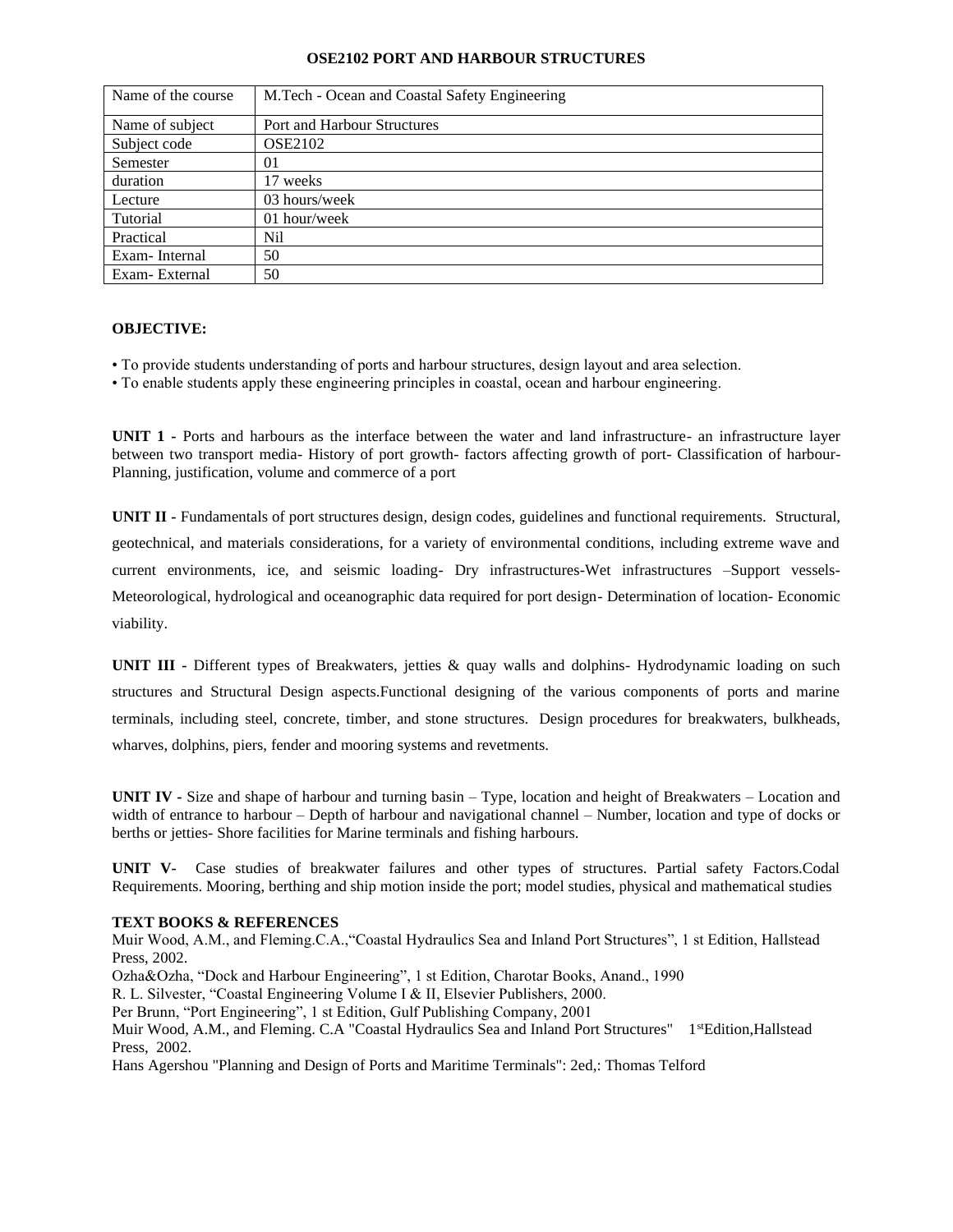# OSE2102 PORT AND HARBOUR STRUCTURES

| Name of the course | M.Tech - Ocean and Coastal Safety Engineering |
|---|---|
| Name of subject | Port and Harbour Structures |
| Subject code | OSE2102 |
| Semester | 01 |
| duration | 17 weeks |
| Lecture | 03 hours/week |
| Tutorial | 01 hour/week |
| Practical | Nil |
| Exam- Internal | 50 |
| Exam- External | 50 |

**OBJECTIVE:**

• To provide students understanding of ports and harbour structures, design layout and area selection.
• To enable students apply these engineering principles in coastal, ocean and harbour engineering.

**UNIT 1 -** Ports and harbours as the interface between the water and land infrastructure- an infrastructure layer between two transport media- History of port growth- factors affecting growth of port- Classification of harbour- Planning, justification, volume and commerce of a port

**UNIT II -** Fundamentals of port structures design, design codes, guidelines and functional requirements. Structural, geotechnical, and materials considerations, for a variety of environmental conditions, including extreme wave and current environments, ice, and seismic loading- Dry infrastructures-Wet infrastructures –Support vessels- Meteorological, hydrological and oceanographic data required for port design- Determination of location- Economic viability.

**UNIT III -** Different types of Breakwaters, jetties & quay walls and dolphins- Hydrodynamic loading on such structures and Structural Design aspects.Functional designing of the various components of ports and marine terminals, including steel, concrete, timber, and stone structures. Design procedures for breakwaters, bulkheads, wharves, dolphins, piers, fender and mooring systems and revetments.

**UNIT IV -** Size and shape of harbour and turning basin – Type, location and height of Breakwaters – Location and width of entrance to harbour – Depth of harbour and navigational channel – Number, location and type of docks or berths or jetties- Shore facilities for Marine terminals and fishing harbours.

**UNIT V-** Case studies of breakwater failures and other types of structures. Partial safety Factors.Codal Requirements. Mooring, berthing and ship motion inside the port; model studies, physical and mathematical studies

**TEXT BOOKS & REFERENCES**

Muir Wood, A.M., and Fleming.C.A.,"Coastal Hydraulics Sea and Inland Port Structures", 1 st Edition, Hallstead Press, 2002.
Ozha&Ozha, "Dock and Harbour Engineering", 1 st Edition, Charotar Books, Anand., 1990
R. L. Silvester, "Coastal Engineering Volume I & II, Elsevier Publishers, 2000.
Per Brunn, "Port Engineering", 1 st Edition, Gulf Publishing Company, 2001
Muir Wood, A.M., and Fleming. C.A "Coastal Hydraulics Sea and Inland Port Structures" 1st Edition,Hallstead Press, 2002.
Hans Agershou "Planning and Design of Ports and Maritime Terminals": 2ed,: Thomas Telford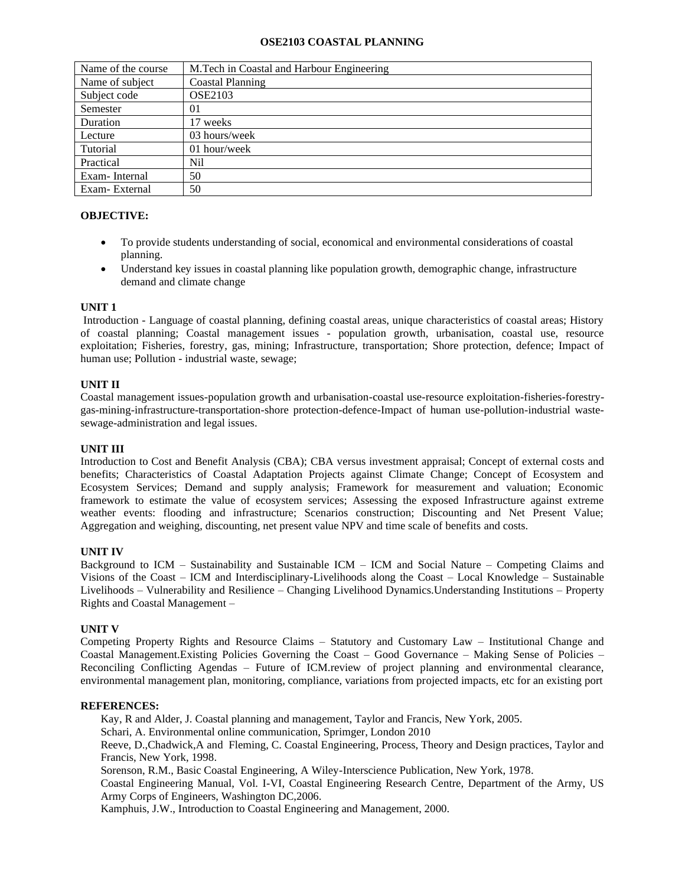# OSE2103 COASTAL PLANNING

| Name of the course | M.Tech in Coastal and Harbour Engineering |
|---|---|
| Name of subject | Coastal Planning |
| Subject code | OSE2103 |
| Semester | 01 |
| Duration | 17 weeks |
| Lecture | 03 hours/week |
| Tutorial | 01 hour/week |
| Practical | Nil |
| Exam- Internal | 50 |
| Exam- External | 50 |

**OBJECTIVE:**

- To provide students understanding of social, economical and environmental considerations of coastal planning.
- Understand key issues in coastal planning like population growth, demographic change, infrastructure demand and climate change

**UNIT 1**

Introduction - Language of coastal planning, defining coastal areas, unique characteristics of coastal areas; History of coastal planning; Coastal management issues - population growth, urbanisation, coastal use, resource exploitation; Fisheries, forestry, gas, mining; Infrastructure, transportation; Shore protection, defence; Impact of human use; Pollution - industrial waste, sewage;

**UNIT II**

Coastal management issues-population growth and urbanisation-coastal use-resource exploitation-fisheries-forestry-gas-mining-infrastructure-transportation-shore protection-defence-Impact of human use-pollution-industrial waste-sewage-administration and legal issues.

**UNIT III**

Introduction to Cost and Benefit Analysis (CBA); CBA versus investment appraisal; Concept of external costs and benefits; Characteristics of Coastal Adaptation Projects against Climate Change; Concept of Ecosystem and Ecosystem Services; Demand and supply analysis; Framework for measurement and valuation; Economic framework to estimate the value of ecosystem services; Assessing the exposed Infrastructure against extreme weather events: flooding and infrastructure; Scenarios construction; Discounting and Net Present Value; Aggregation and weighing, discounting, net present value NPV and time scale of benefits and costs.

**UNIT IV**

Background to ICM – Sustainability and Sustainable ICM – ICM and Social Nature – Competing Claims and Visions of the Coast – ICM and Interdisciplinary-Livelihoods along the Coast – Local Knowledge – Sustainable Livelihoods – Vulnerability and Resilience – Changing Livelihood Dynamics.Understanding Institutions – Property Rights and Coastal Management –

**UNIT V**

Competing Property Rights and Resource Claims – Statutory and Customary Law – Institutional Change and Coastal Management.Existing Policies Governing the Coast – Good Governance – Making Sense of Policies – Reconciling Conflicting Agendas – Future of ICM.review of project planning and environmental clearance, environmental management plan, monitoring, compliance, variations from projected impacts, etc for an existing port

**REFERENCES:**

Kay, R and Alder, J. Coastal planning and management, Taylor and Francis, New York, 2005.

Schari, A. Environmental online communication, Sprimger, London 2010

Reeve, D.,Chadwick,A and Fleming, C. Coastal Engineering, Process, Theory and Design practices, Taylor and Francis, New York, 1998.

Sorenson, R.M., Basic Coastal Engineering, A Wiley-Interscience Publication, New York, 1978.

Coastal Engineering Manual, Vol. I-VI, Coastal Engineering Research Centre, Department of the Army, US Army Corps of Engineers, Washington DC,2006.

Kamphuis, J.W., Introduction to Coastal Engineering and Management, 2000.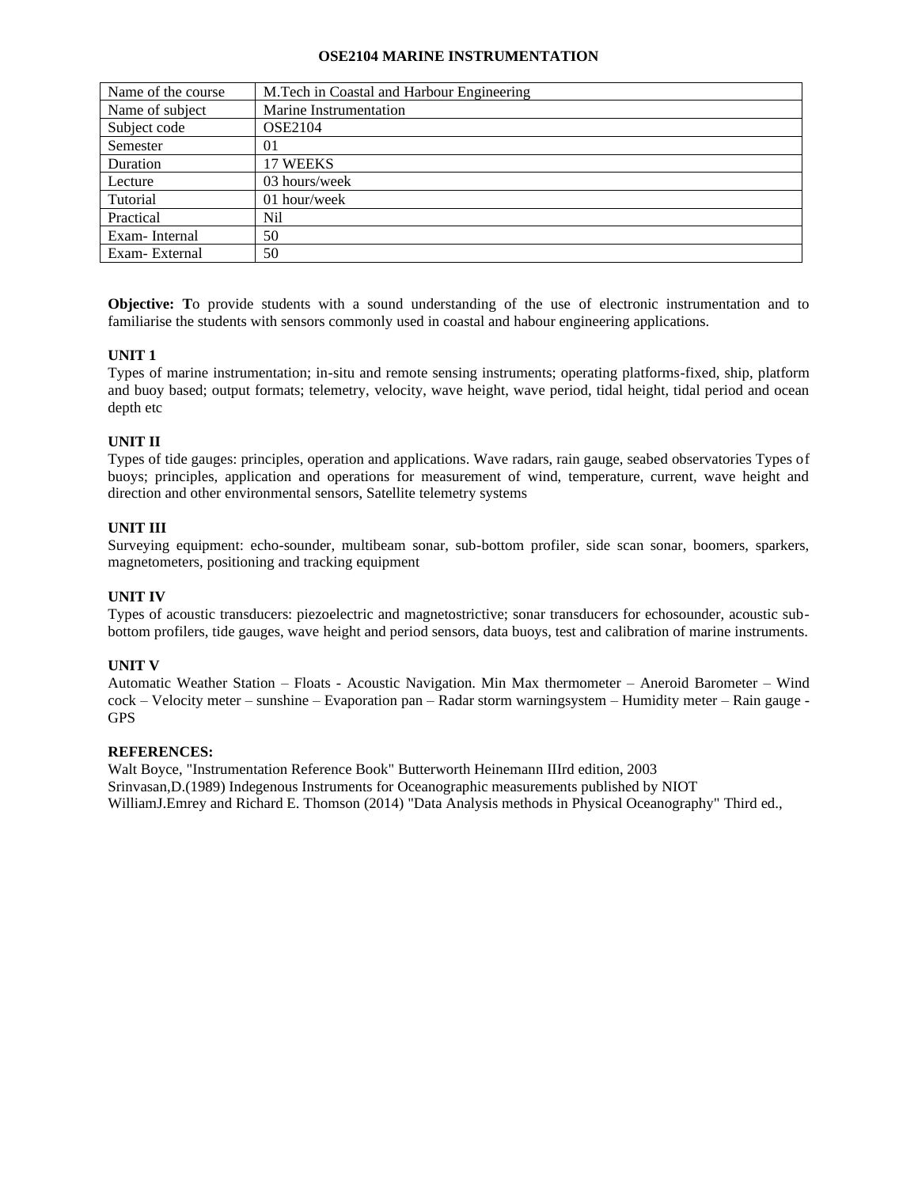# OSE2104 MARINE INSTRUMENTATION

| Name of the course | M.Tech in Coastal and Harbour Engineering |
|---|---|
| Name of subject | Marine Instrumentation |
| Subject code | OSE2104 |
| Semester | 01 |
| Duration | 17 WEEKS |
| Lecture | 03 hours/week |
| Tutorial | 01 hour/week |
| Practical | Nil |
| Exam- Internal | 50 |
| Exam- External | 50 |

**Objective: T**o provide students with a sound understanding of the use of electronic instrumentation and to familiarise the students with sensors commonly used in coastal and habour engineering applications.

**UNIT 1**

Types of marine instrumentation; in-situ and remote sensing instruments; operating platforms-fixed, ship, platform and buoy based; output formats; telemetry, velocity, wave height, wave period, tidal height, tidal period and ocean depth etc

**UNIT II**

Types of tide gauges: principles, operation and applications. Wave radars, rain gauge, seabed observatories Types of buoys; principles, application and operations for measurement of wind, temperature, current, wave height and direction and other environmental sensors, Satellite telemetry systems

**UNIT III**

Surveying equipment: echo-sounder, multibeam sonar, sub-bottom profiler, side scan sonar, boomers, sparkers, magnetometers, positioning and tracking equipment

**UNIT IV**

Types of acoustic transducers: piezoelectric and magnetostrictive; sonar transducers for echosounder, acoustic sub-bottom profilers, tide gauges, wave height and period sensors, data buoys, test and calibration of marine instruments.

**UNIT V**

Automatic Weather Station – Floats - Acoustic Navigation. Min Max thermometer – Aneroid Barometer – Wind cock – Velocity meter – sunshine – Evaporation pan – Radar storm warningsystem – Humidity meter – Rain gauge - GPS

**REFERENCES:**

Walt Boyce, "Instrumentation Reference Book" Butterworth Heinemann IIIrd edition, 2003

Srinvasan,D.(1989) Indegenous Instruments for Oceanographic measurements published by NIOT

WilliamJ.Emrey and Richard E. Thomson (2014) "Data Analysis methods in Physical Oceanography" Third ed.,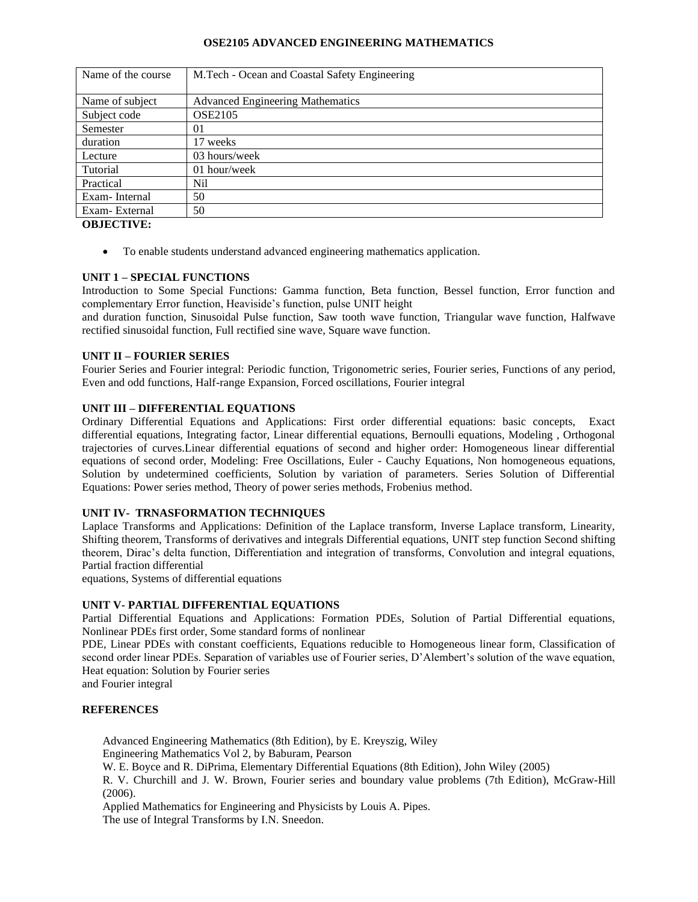# OSE2105 ADVANCED ENGINEERING MATHEMATICS

| Name of the course | M.Tech - Ocean and Coastal Safety Engineering |
|---|---|
| Name of subject | Advanced Engineering Mathematics |
| Subject code | OSE2105 |
| Semester | 01 |
| duration | 17 weeks |
| Lecture | 03 hours/week |
| Tutorial | 01 hour/week |
| Practical | Nil |
| Exam- Internal | 50 |
| Exam- External | 50 |

**OBJECTIVE:**

- To enable students understand advanced engineering mathematics application.

**UNIT 1 – SPECIAL FUNCTIONS**

Introduction to Some Special Functions: Gamma function, Beta function, Bessel function, Error function and complementary Error function, Heaviside's function, pulse UNIT height and duration function, Sinusoidal Pulse function, Saw tooth wave function, Triangular wave function, Halfwave rectified sinusoidal function, Full rectified sine wave, Square wave function.

**UNIT II – FOURIER SERIES**

Fourier Series and Fourier integral: Periodic function, Trigonometric series, Fourier series, Functions of any period, Even and odd functions, Half-range Expansion, Forced oscillations, Fourier integral

**UNIT III – DIFFERENTIAL EQUATIONS**

Ordinary Differential Equations and Applications: First order differential equations: basic concepts, Exact differential equations, Integrating factor, Linear differential equations, Bernoulli equations, Modeling , Orthogonal trajectories of curves.Linear differential equations of second and higher order: Homogeneous linear differential equations of second order, Modeling: Free Oscillations, Euler - Cauchy Equations, Non homogeneous equations, Solution by undetermined coefficients, Solution by variation of parameters. Series Solution of Differential Equations: Power series method, Theory of power series methods, Frobenius method.

**UNIT IV- TRNASFORMATION TECHNIQUES**

Laplace Transforms and Applications: Definition of the Laplace transform, Inverse Laplace transform, Linearity, Shifting theorem, Transforms of derivatives and integrals Differential equations, UNIT step function Second shifting theorem, Dirac's delta function, Differentiation and integration of transforms, Convolution and integral equations, Partial fraction differential equations, Systems of differential equations

**UNIT V- PARTIAL DIFFERENTIAL EQUATIONS**

Partial Differential Equations and Applications: Formation PDEs, Solution of Partial Differential equations, Nonlinear PDEs first order, Some standard forms of nonlinear PDE, Linear PDEs with constant coefficients, Equations reducible to Homogeneous linear form, Classification of second order linear PDEs. Separation of variables use of Fourier series, D'Alembert's solution of the wave equation, Heat equation: Solution by Fourier series and Fourier integral

**REFERENCES**

Advanced Engineering Mathematics (8th Edition), by E. Kreyszig, Wiley

Engineering Mathematics Vol 2, by Baburam, Pearson

W. E. Boyce and R. DiPrima, Elementary Differential Equations (8th Edition), John Wiley (2005)

R. V. Churchill and J. W. Brown, Fourier series and boundary value problems (7th Edition), McGraw-Hill (2006).

Applied Mathematics for Engineering and Physicists by Louis A. Pipes.

The use of Integral Transforms by I.N. Sneedon.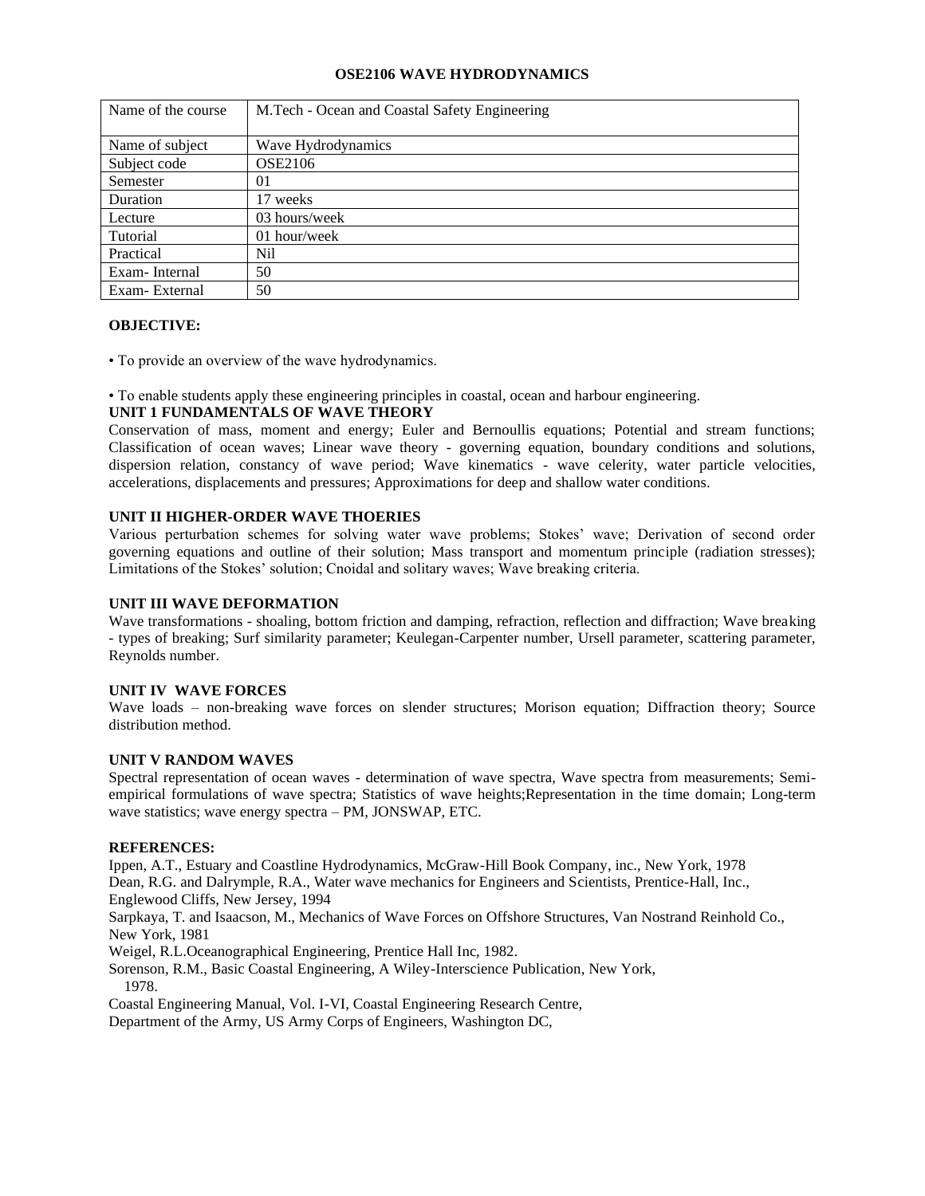# OSE2106 WAVE HYDRODYNAMICS

| Name of the course | M.Tech - Ocean and Coastal Safety Engineering |
|---|---|
| Name of subject | Wave Hydrodynamics |
| Subject code | OSE2106 |
| Semester | 01 |
| Duration | 17 weeks |
| Lecture | 03 hours/week |
| Tutorial | 01 hour/week |
| Practical | Nil |
| Exam- Internal | 50 |
| Exam- External | 50 |

**OBJECTIVE:**

• To provide an overview of the wave hydrodynamics.

• To enable students apply these engineering principles in coastal, ocean and harbour engineering.

**UNIT 1 FUNDAMENTALS OF WAVE THEORY**

Conservation of mass, moment and energy; Euler and Bernoullis equations; Potential and stream functions; Classification of ocean waves; Linear wave theory - governing equation, boundary conditions and solutions, dispersion relation, constancy of wave period; Wave kinematics - wave celerity, water particle velocities, accelerations, displacements and pressures; Approximations for deep and shallow water conditions.

**UNIT II HIGHER-ORDER WAVE THOERIES**

Various perturbation schemes for solving water wave problems; Stokes' wave; Derivation of second order governing equations and outline of their solution; Mass transport and momentum principle (radiation stresses); Limitations of the Stokes' solution; Cnoidal and solitary waves; Wave breaking criteria.

**UNIT III WAVE DEFORMATION**

Wave transformations - shoaling, bottom friction and damping, refraction, reflection and diffraction; Wave breaking - types of breaking; Surf similarity parameter; Keulegan-Carpenter number, Ursell parameter, scattering parameter, Reynolds number.

**UNIT IV WAVE FORCES**

Wave loads – non-breaking wave forces on slender structures; Morison equation; Diffraction theory; Source distribution method.

**UNIT V RANDOM WAVES**

Spectral representation of ocean waves - determination of wave spectra, Wave spectra from measurements; Semi-empirical formulations of wave spectra; Statistics of wave heights;Representation in the time domain; Long-term wave statistics; wave energy spectra – PM, JONSWAP, ETC.

**REFERENCES:**

Ippen, A.T., Estuary and Coastline Hydrodynamics, McGraw-Hill Book Company, inc., New York, 1978

Dean, R.G. and Dalrymple, R.A., Water wave mechanics for Engineers and Scientists, Prentice-Hall, Inc., Englewood Cliffs, New Jersey, 1994

Sarpkaya, T. and Isaacson, M., Mechanics of Wave Forces on Offshore Structures, Van Nostrand Reinhold Co., New York, 1981

Weigel, R.L.Oceanographical Engineering, Prentice Hall Inc, 1982.

Sorenson, R.M., Basic Coastal Engineering, A Wiley-Interscience Publication, New York, 1978.

Coastal Engineering Manual, Vol. I-VI, Coastal Engineering Research Centre, Department of the Army, US Army Corps of Engineers, Washington DC,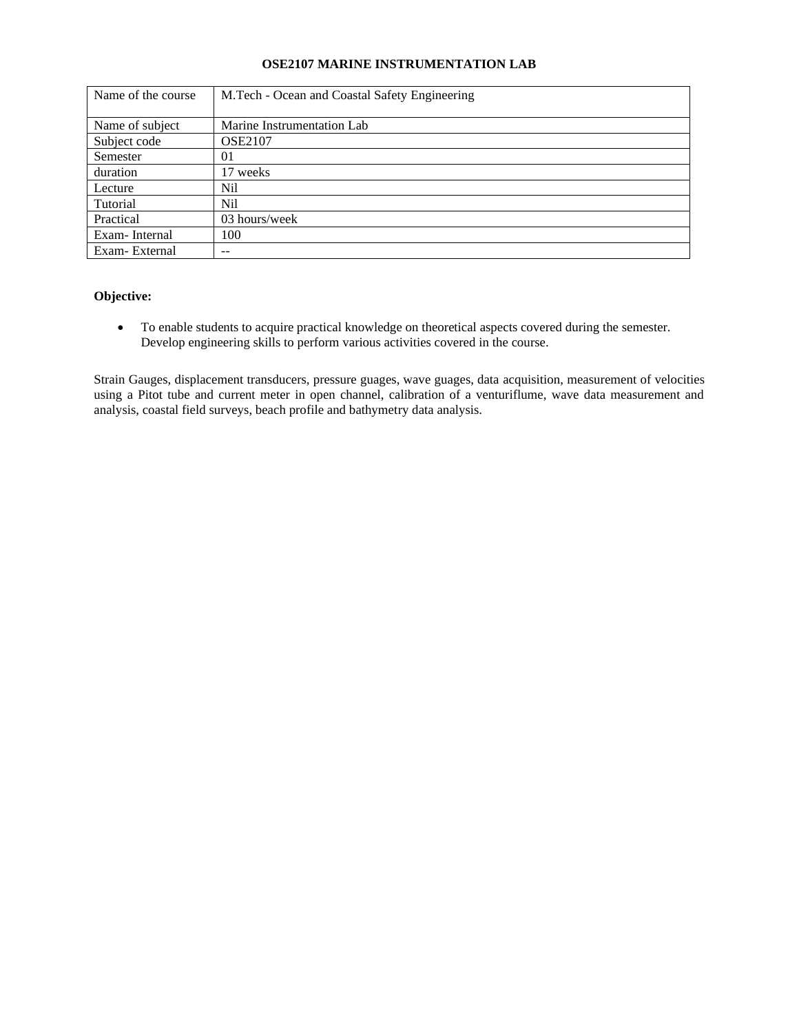# OSE2107 MARINE INSTRUMENTATION LAB

| Name of the course | M.Tech - Ocean and Coastal Safety Engineering |
|---|---|
| Name of subject | Marine Instrumentation Lab |
| Subject code | OSE2107 |
| Semester | 01 |
| duration | 17 weeks |
| Lecture | Nil |
| Tutorial | Nil |
| Practical | 03 hours/week |
| Exam- Internal | 100 |
| Exam- External | -- |

**Objective:**

- To enable students to acquire practical knowledge on theoretical aspects covered during the semester. Develop engineering skills to perform various activities covered in the course.

Strain Gauges, displacement transducers, pressure guages, wave guages, data acquisition, measurement of velocities using a Pitot tube and current meter in open channel, calibration of a venturiflume, wave data measurement and analysis, coastal field surveys, beach profile and bathymetry data analysis.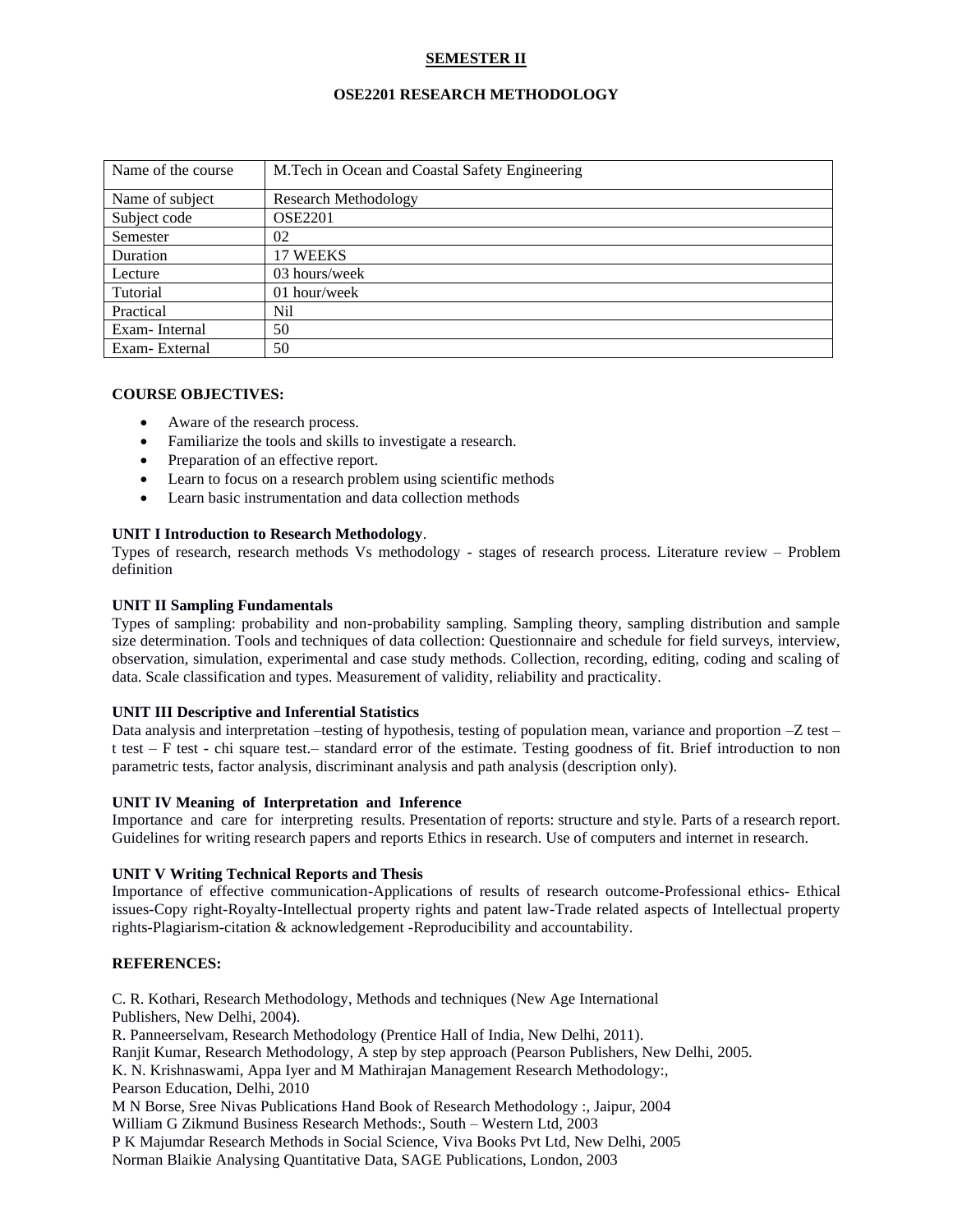**SEMESTER II**

**OSE2201 RESEARCH METHODOLOGY**

| Name of the course | M.Tech in Ocean and Coastal Safety Engineering |
|---|---|
| Name of subject | Research Methodology |
| Subject code | OSE2201 |
| Semester | 02 |
| Duration | 17 WEEKS |
| Lecture | 03 hours/week |
| Tutorial | 01 hour/week |
| Practical | Nil |
| Exam- Internal | 50 |
| Exam- External | 50 |

**COURSE OBJECTIVES:**

- Aware of the research process.
- Familiarize the tools and skills to investigate a research.
- Preparation of an effective report.
- Learn to focus on a research problem using scientific methods
- Learn basic instrumentation and data collection methods

**UNIT I Introduction to Research Methodology**.

Types of research, research methods Vs methodology - stages of research process. Literature review – Problem definition

**UNIT II Sampling Fundamentals**

Types of sampling: probability and non-probability sampling. Sampling theory, sampling distribution and sample size determination. Tools and techniques of data collection: Questionnaire and schedule for field surveys, interview, observation, simulation, experimental and case study methods. Collection, recording, editing, coding and scaling of data. Scale classification and types. Measurement of validity, reliability and practicality.

**UNIT III Descriptive and Inferential Statistics**

Data analysis and interpretation –testing of hypothesis, testing of population mean, variance and proportion –Z test – t test – F test - chi square test.– standard error of the estimate. Testing goodness of fit. Brief introduction to non parametric tests, factor analysis, discriminant analysis and path analysis (description only).

**UNIT IV Meaning of Interpretation and Inference**

Importance and care for interpreting results. Presentation of reports: structure and style. Parts of a research report. Guidelines for writing research papers and reports Ethics in research. Use of computers and internet in research.

**UNIT V Writing Technical Reports and Thesis**

Importance of effective communication-Applications of results of research outcome-Professional ethics- Ethical issues-Copy right-Royalty-Intellectual property rights and patent law-Trade related aspects of Intellectual property rights-Plagiarism-citation & acknowledgement -Reproducibility and accountability.

**REFERENCES:**

C. R. Kothari, Research Methodology, Methods and techniques (New Age International Publishers, New Delhi, 2004).

R. Panneerselvam, Research Methodology (Prentice Hall of India, New Delhi, 2011).

Ranjit Kumar, Research Methodology, A step by step approach (Pearson Publishers, New Delhi, 2005.

K. N. Krishnaswami, Appa Iyer and M Mathirajan Management Research Methodology:, Pearson Education, Delhi, 2010

M N Borse, Sree Nivas Publications Hand Book of Research Methodology :, Jaipur, 2004

William G Zikmund Business Research Methods:, South – Western Ltd, 2003

P K Majumdar Research Methods in Social Science, Viva Books Pvt Ltd, New Delhi, 2005

Norman Blaikie Analysing Quantitative Data, SAGE Publications, London, 2003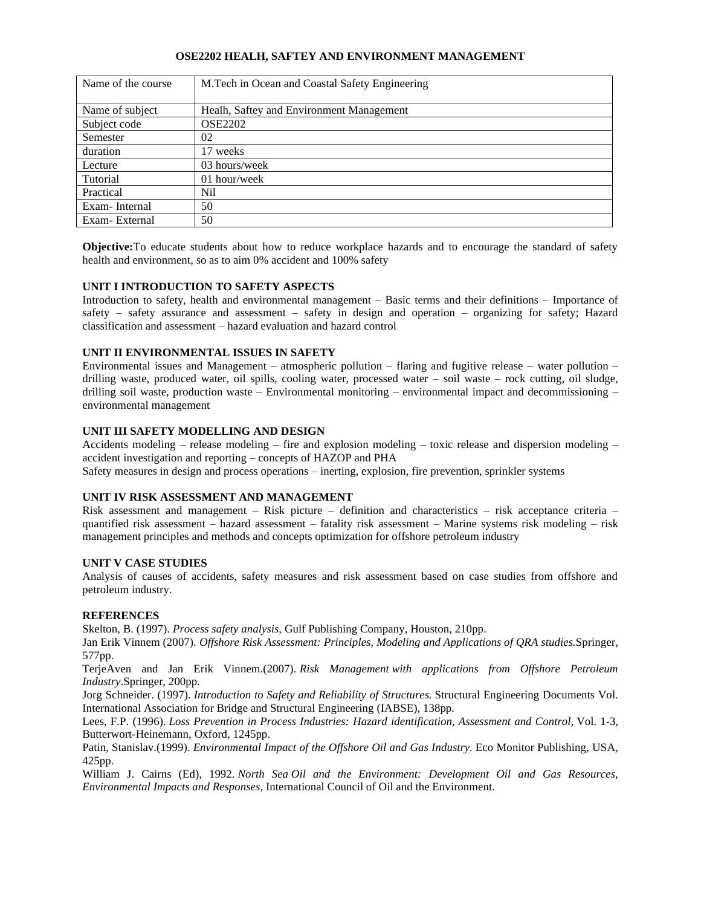# OSE2202 HEALH, SAFTEY AND ENVIRONMENT MANAGEMENT

| Name of the course | M.Tech in Ocean and Coastal Safety Engineering |
|---|---|
| Name of subject | Healh, Saftey and Environment Management |
| Subject code | OSE2202 |
| Semester | 02 |
| duration | 17 weeks |
| Lecture | 03 hours/week |
| Tutorial | 01 hour/week |
| Practical | Nil |
| Exam- Internal | 50 |
| Exam- External | 50 |

**Objective:**To educate students about how to reduce workplace hazards and to encourage the standard of safety health and environment, so as to aim 0% accident and 100% safety

## UNIT I INTRODUCTION TO SAFETY ASPECTS

Introduction to safety, health and environmental management – Basic terms and their definitions – Importance of safety – safety assurance and assessment – safety in design and operation – organizing for safety; Hazard classification and assessment – hazard evaluation and hazard control

## UNIT II ENVIRONMENTAL ISSUES IN SAFETY

Environmental issues and Management – atmospheric pollution – flaring and fugitive release – water pollution – drilling waste, produced water, oil spills, cooling water, processed water – soil waste – rock cutting, oil sludge, drilling soil waste, production waste – Environmental monitoring – environmental impact and decommissioning – environmental management

## UNIT III SAFETY MODELLING AND DESIGN

Accidents modeling – release modeling – fire and explosion modeling – toxic release and dispersion modeling – accident investigation and reporting – concepts of HAZOP and PHA

Safety measures in design and process operations – inerting, explosion, fire prevention, sprinkler systems

## UNIT IV RISK ASSESSMENT AND MANAGEMENT

Risk assessment and management – Risk picture – definition and characteristics – risk acceptance criteria – quantified risk assessment – hazard assessment – fatality risk assessment – Marine systems risk modeling – risk management principles and methods and concepts optimization for offshore petroleum industry

## UNIT V CASE STUDIES

Analysis of causes of accidents, safety measures and risk assessment based on case studies from offshore and petroleum industry.

## REFERENCES

Skelton, B. (1997). *Process safety analysis,* Gulf Publishing Company, Houston, 210pp.

Jan Erik Vinnem (2007). *Offshore Risk Assessment: Principles, Modeling and Applications of QRA studies.*Springer, 577pp.

TerjeAven and Jan Erik Vinnem.(2007). *Risk Management with applications from Offshore Petroleum Industry*.Springer, 200pp.

Jorg Schneider. (1997). *Introduction to Safety and Reliability of Structures.* Structural Engineering Documents Vol. International Association for Bridge and Structural Engineering (IABSE), 138pp.

Lees, F.P. (1996). *Loss Prevention in Process Industries: Hazard identification, Assessment and Control,* Vol. 1-3, Butterwort-Heinemann, Oxford, 1245pp.

Patin, Stanislav.(1999). *Environmental Impact of the Offshore Oil and Gas Industry*. Eco Monitor Publishing, USA, 425pp.

William J. Cairns (Ed), 1992. *North Sea Oil and the Environment: Development Oil and Gas Resources, Environmental Impacts and Responses*, International Council of Oil and the Environment.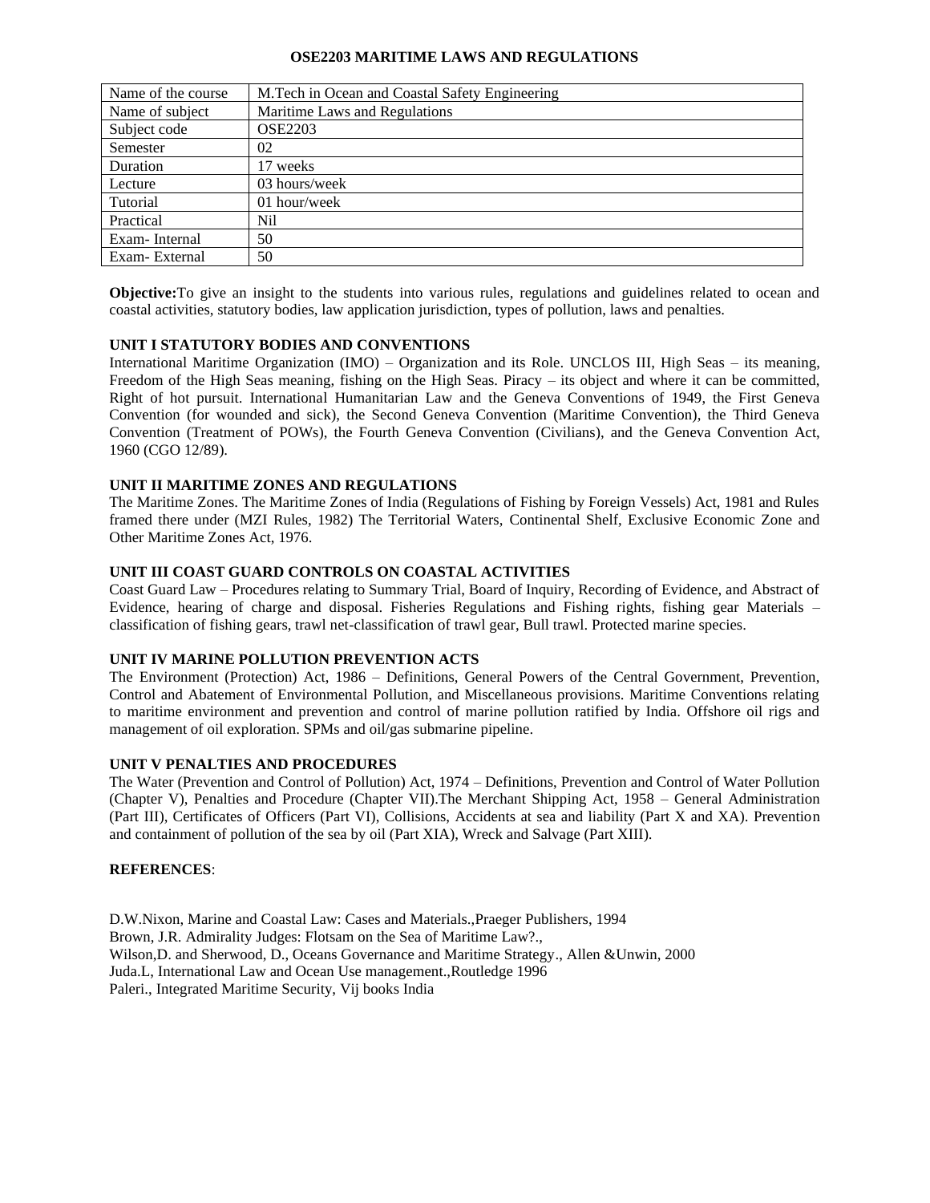# OSE2203 MARITIME LAWS AND REGULATIONS

| Name of the course | M.Tech in Ocean and Coastal Safety Engineering |
|---|---|
| Name of subject | Maritime Laws and Regulations |
| Subject code | OSE2203 |
| Semester | 02 |
| Duration | 17 weeks |
| Lecture | 03 hours/week |
| Tutorial | 01 hour/week |
| Practical | Nil |
| Exam- Internal | 50 |
| Exam- External | 50 |

**Objective:**To give an insight to the students into various rules, regulations and guidelines related to ocean and coastal activities, statutory bodies, law application jurisdiction, types of pollution, laws and penalties.

## UNIT I STATUTORY BODIES AND CONVENTIONS

International Maritime Organization (IMO) – Organization and its Role. UNCLOS III, High Seas – its meaning, Freedom of the High Seas meaning, fishing on the High Seas. Piracy – its object and where it can be committed, Right of hot pursuit. International Humanitarian Law and the Geneva Conventions of 1949, the First Geneva Convention (for wounded and sick), the Second Geneva Convention (Maritime Convention), the Third Geneva Convention (Treatment of POWs), the Fourth Geneva Convention (Civilians), and the Geneva Convention Act, 1960 (CGO 12/89).

## UNIT II MARITIME ZONES AND REGULATIONS

The Maritime Zones. The Maritime Zones of India (Regulations of Fishing by Foreign Vessels) Act, 1981 and Rules framed there under (MZI Rules, 1982) The Territorial Waters, Continental Shelf, Exclusive Economic Zone and Other Maritime Zones Act, 1976.

## UNIT III COAST GUARD CONTROLS ON COASTAL ACTIVITIES

Coast Guard Law – Procedures relating to Summary Trial, Board of Inquiry, Recording of Evidence, and Abstract of Evidence, hearing of charge and disposal. Fisheries Regulations and Fishing rights, fishing gear Materials – classification of fishing gears, trawl net-classification of trawl gear, Bull trawl. Protected marine species.

## UNIT IV MARINE POLLUTION PREVENTION ACTS

The Environment (Protection) Act, 1986 – Definitions, General Powers of the Central Government, Prevention, Control and Abatement of Environmental Pollution, and Miscellaneous provisions. Maritime Conventions relating to maritime environment and prevention and control of marine pollution ratified by India. Offshore oil rigs and management of oil exploration. SPMs and oil/gas submarine pipeline.

## UNIT V PENALTIES AND PROCEDURES

The Water (Prevention and Control of Pollution) Act, 1974 – Definitions, Prevention and Control of Water Pollution (Chapter V), Penalties and Procedure (Chapter VII).The Merchant Shipping Act, 1958 – General Administration (Part III), Certificates of Officers (Part VI), Collisions, Accidents at sea and liability (Part X and XA). Prevention and containment of pollution of the sea by oil (Part XIA), Wreck and Salvage (Part XIII).

## REFERENCES:

D.W.Nixon, Marine and Coastal Law: Cases and Materials.,Praeger Publishers, 1994
Brown, J.R. Admirality Judges: Flotsam on the Sea of Maritime Law?.,
Wilson,D. and Sherwood, D., Oceans Governance and Maritime Strategy., Allen &Unwin, 2000
Juda.L, International Law and Ocean Use management.,Routledge 1996
Paleri., Integrated Maritime Security, Vij books India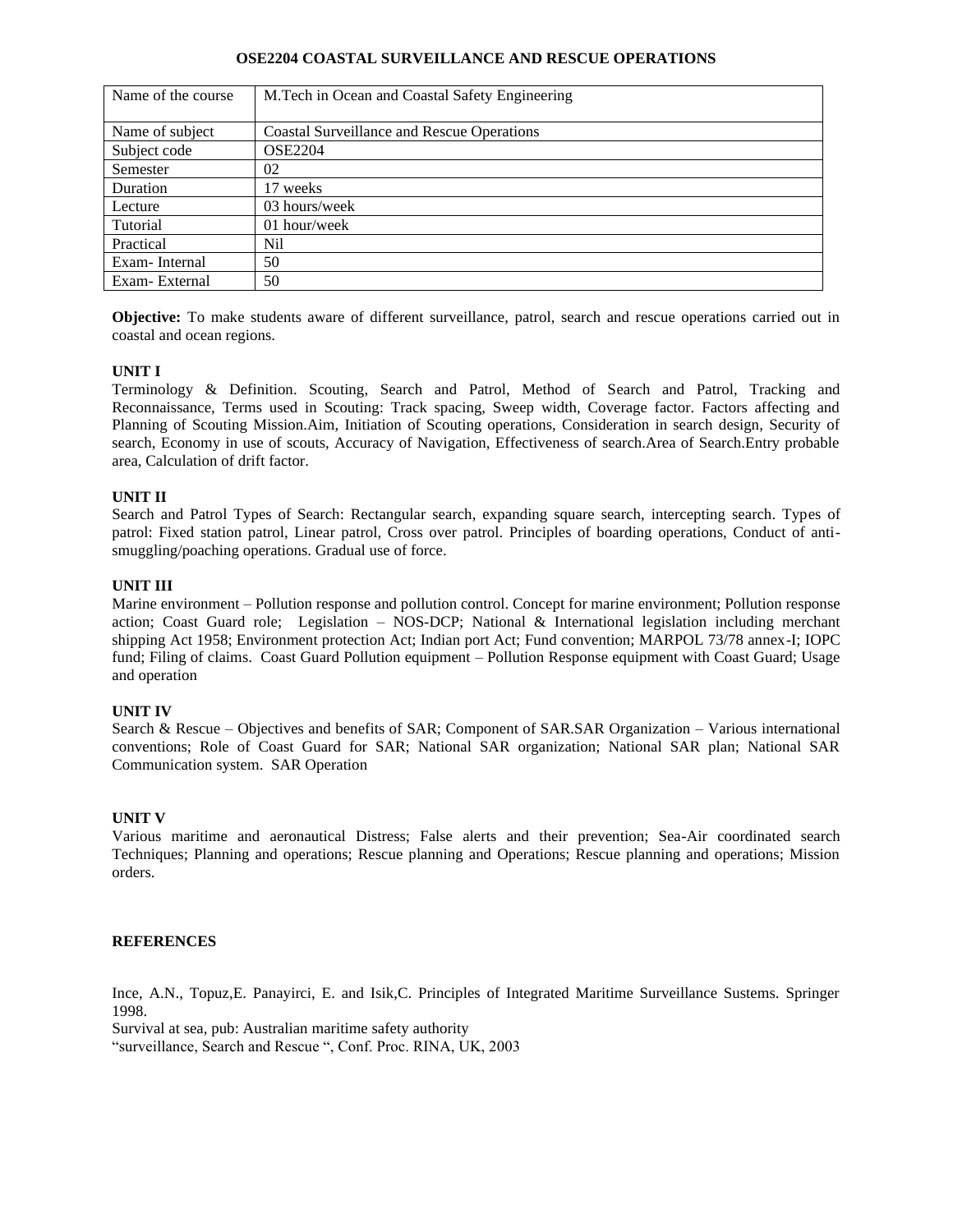# OSE2204 COASTAL SURVEILLANCE AND RESCUE OPERATIONS

| Name of the course | M.Tech in Ocean and Coastal Safety Engineering |
|---|---|
| Name of subject | Coastal Surveillance and Rescue Operations |
| Subject code | OSE2204 |
| Semester | 02 |
| Duration | 17 weeks |
| Lecture | 03 hours/week |
| Tutorial | 01 hour/week |
| Practical | Nil |
| Exam- Internal | 50 |
| Exam- External | 50 |

**Objective:** To make students aware of different surveillance, patrol, search and rescue operations carried out in coastal and ocean regions.

**UNIT I**

Terminology & Definition. Scouting, Search and Patrol, Method of Search and Patrol, Tracking and Reconnaissance, Terms used in Scouting: Track spacing, Sweep width, Coverage factor. Factors affecting and Planning of Scouting Mission.Aim, Initiation of Scouting operations, Consideration in search design, Security of search, Economy in use of scouts, Accuracy of Navigation, Effectiveness of search.Area of Search.Entry probable area, Calculation of drift factor.

**UNIT II**

Search and Patrol Types of Search: Rectangular search, expanding square search, intercepting search. Types of patrol: Fixed station patrol, Linear patrol, Cross over patrol. Principles of boarding operations, Conduct of anti-smuggling/poaching operations. Gradual use of force.

**UNIT III**

Marine environment – Pollution response and pollution control. Concept for marine environment; Pollution response action; Coast Guard role; Legislation – NOS-DCP; National & International legislation including merchant shipping Act 1958; Environment protection Act; Indian port Act; Fund convention; MARPOL 73/78 annex-I; IOPC fund; Filing of claims. Coast Guard Pollution equipment – Pollution Response equipment with Coast Guard; Usage and operation

**UNIT IV**

Search & Rescue – Objectives and benefits of SAR; Component of SAR.SAR Organization – Various international conventions; Role of Coast Guard for SAR; National SAR organization; National SAR plan; National SAR Communication system. SAR Operation

**UNIT V**

Various maritime and aeronautical Distress; False alerts and their prevention; Sea-Air coordinated search Techniques; Planning and operations; Rescue planning and Operations; Rescue planning and operations; Mission orders.

**REFERENCES**

Ince, A.N., Topuz,E. Panayirci, E. and Isik,C. Principles of Integrated Maritime Surveillance Sustems. Springer 1998.

Survival at sea, pub: Australian maritime safety authority

"surveillance, Search and Rescue ", Conf. Proc. RINA, UK, 2003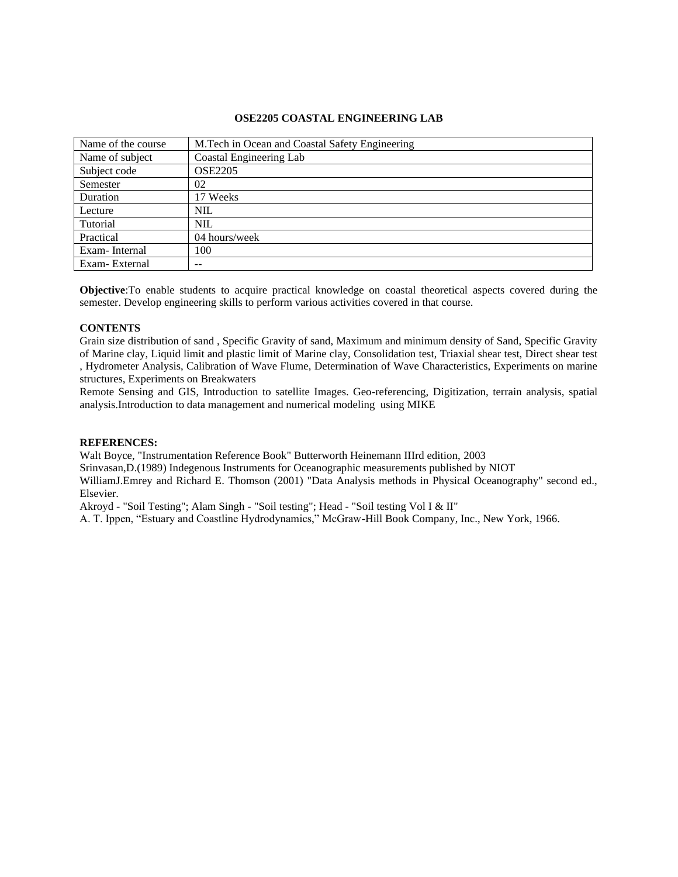**OSE2205 COASTAL ENGINEERING LAB**

| Name of the course | M.Tech in Ocean and Coastal Safety Engineering |
|---|---|
| Name of subject | Coastal Engineering Lab |
| Subject code | OSE2205 |
| Semester | 02 |
| Duration | 17 Weeks |
| Lecture | NIL |
| Tutorial | NIL |
| Practical | 04 hours/week |
| Exam- Internal | 100 |
| Exam- External | -- |

**Objective**:To enable students to acquire practical knowledge on coastal theoretical aspects covered during the semester. Develop engineering skills to perform various activities covered in that course.

**CONTENTS**

Grain size distribution of sand , Specific Gravity of sand, Maximum and minimum density of Sand, Specific Gravity of Marine clay, Liquid limit and plastic limit of Marine clay, Consolidation test, Triaxial shear test, Direct shear test , Hydrometer Analysis, Calibration of Wave Flume, Determination of Wave Characteristics, Experiments on marine structures, Experiments on Breakwaters

Remote Sensing and GIS, Introduction to satellite Images. Geo-referencing, Digitization, terrain analysis, spatial analysis.Introduction to data management and numerical modeling using MIKE

**REFERENCES:**

Walt Boyce, "Instrumentation Reference Book" Butterworth Heinemann IIIrd edition, 2003

Srinvasan,D.(1989) Indegenous Instruments for Oceanographic measurements published by NIOT

WilliamJ.Emrey and Richard E. Thomson (2001) "Data Analysis methods in Physical Oceanography" second ed., Elsevier.

Akroyd - "Soil Testing"; Alam Singh - "Soil testing"; Head - "Soil testing Vol I & II"

A. T. Ippen, "Estuary and Coastline Hydrodynamics," McGraw-Hill Book Company, Inc., New York, 1966.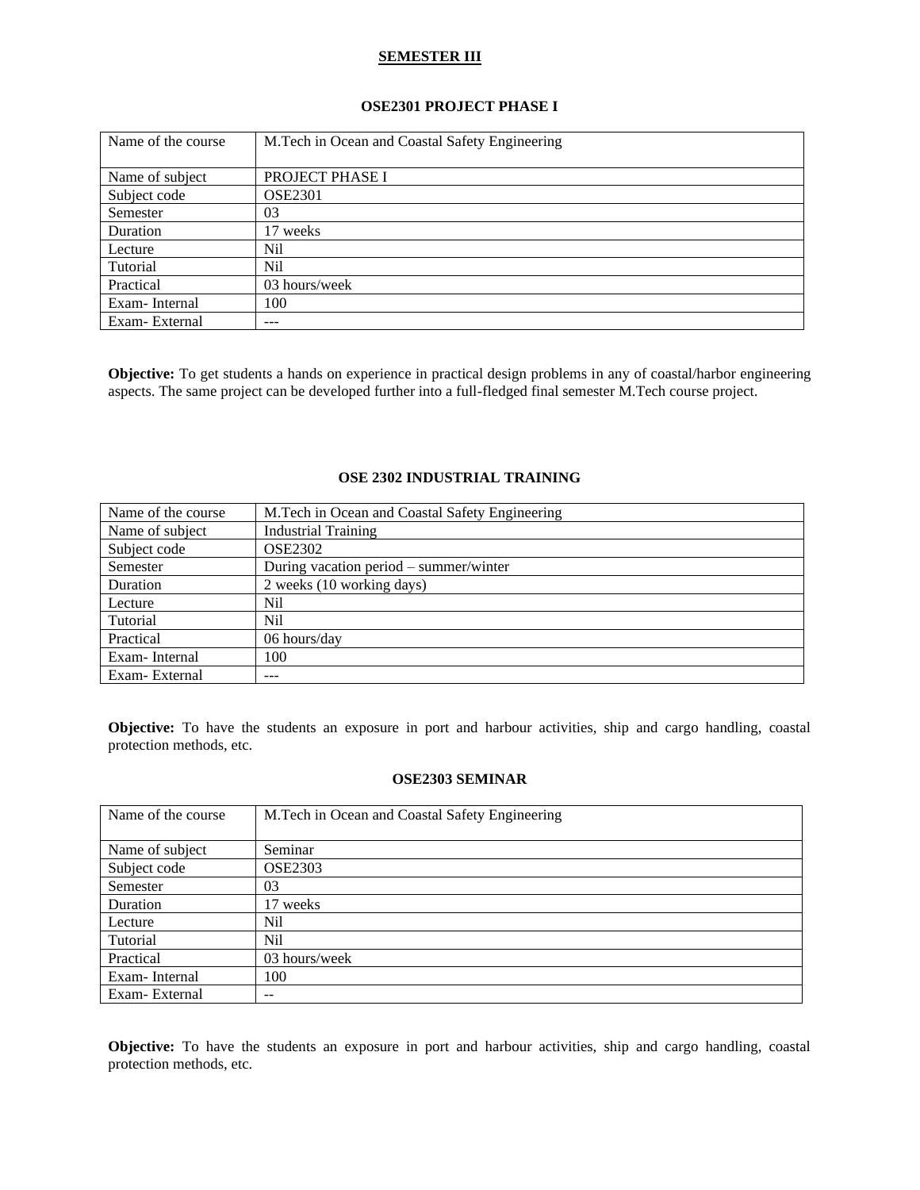## SEMESTER III

### OSE2301 PROJECT PHASE I

| Name of the course | M.Tech in Ocean and Coastal Safety Engineering |
|---|---|
| Name of subject | PROJECT PHASE I |
| Subject code | OSE2301 |
| Semester | 03 |
| Duration | 17 weeks |
| Lecture | Nil |
| Tutorial | Nil |
| Practical | 03 hours/week |
| Exam- Internal | 100 |
| Exam- External | --- |

**Objective:** To get students a hands on experience in practical design problems in any of coastal/harbor engineering aspects. The same project can be developed further into a full-fledged final semester M.Tech course project.

### OSE 2302 INDUSTRIAL TRAINING

| Name of the course | M.Tech in Ocean and Coastal Safety Engineering |
|---|---|
| Name of subject | Industrial Training |
| Subject code | OSE2302 |
| Semester | During vacation period – summer/winter |
| Duration | 2 weeks (10 working days) |
| Lecture | Nil |
| Tutorial | Nil |
| Practical | 06 hours/day |
| Exam- Internal | 100 |
| Exam- External | --- |

**Objective:** To have the students an exposure in port and harbour activities, ship and cargo handling, coastal protection methods, etc.

### OSE2303 SEMINAR

| Name of the course | M.Tech in Ocean and Coastal Safety Engineering |
|---|---|
| Name of subject | Seminar |
| Subject code | OSE2303 |
| Semester | 03 |
| Duration | 17 weeks |
| Lecture | Nil |
| Tutorial | Nil |
| Practical | 03 hours/week |
| Exam- Internal | 100 |
| Exam- External | -- |

**Objective:** To have the students an exposure in port and harbour activities, ship and cargo handling, coastal protection methods, etc.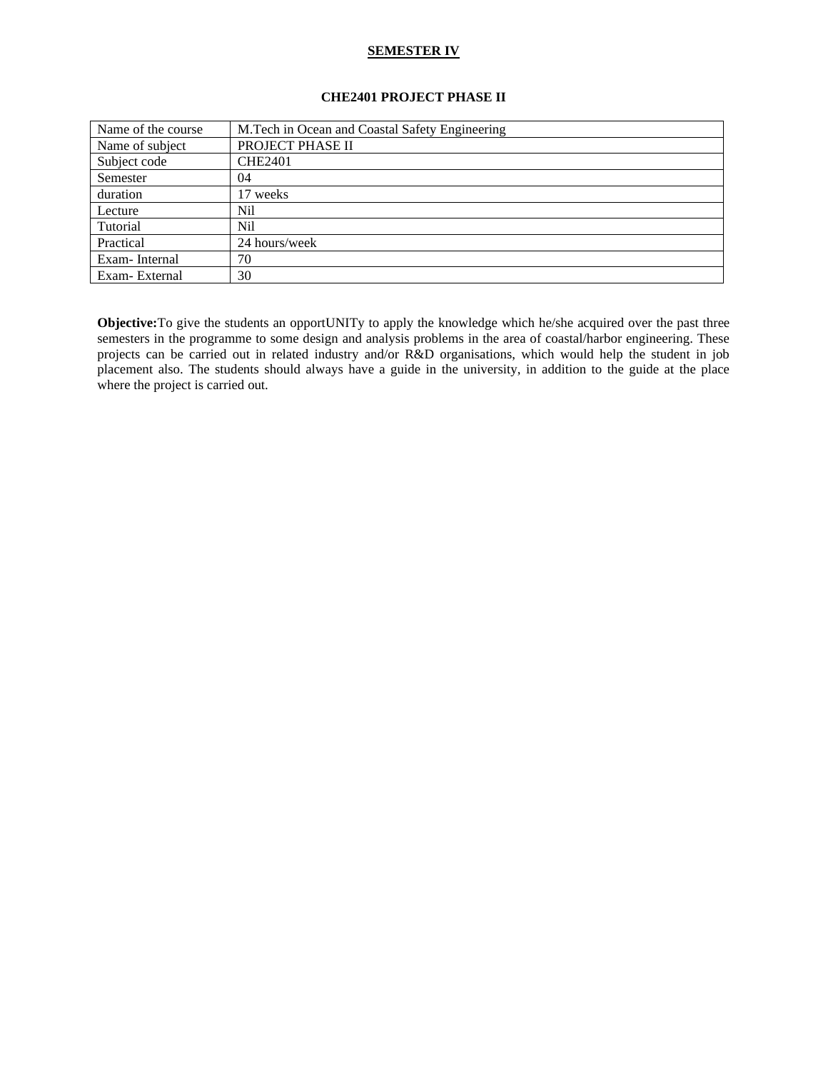## SEMESTER IV

### CHE2401 PROJECT PHASE II

| Name of the course | M.Tech in Ocean and Coastal Safety Engineering |
|---|---|
| Name of subject | PROJECT PHASE II |
| Subject code | CHE2401 |
| Semester | 04 |
| duration | 17 weeks |
| Lecture | Nil |
| Tutorial | Nil |
| Practical | 24 hours/week |
| Exam- Internal | 70 |
| Exam- External | 30 |

**Objective:**To give the students an opportUNITy to apply the knowledge which he/she acquired over the past three semesters in the programme to some design and analysis problems in the area of coastal/harbor engineering. These projects can be carried out in related industry and/or R&D organisations, which would help the student in job placement also. The students should always have a guide in the university, in addition to the guide at the place where the project is carried out.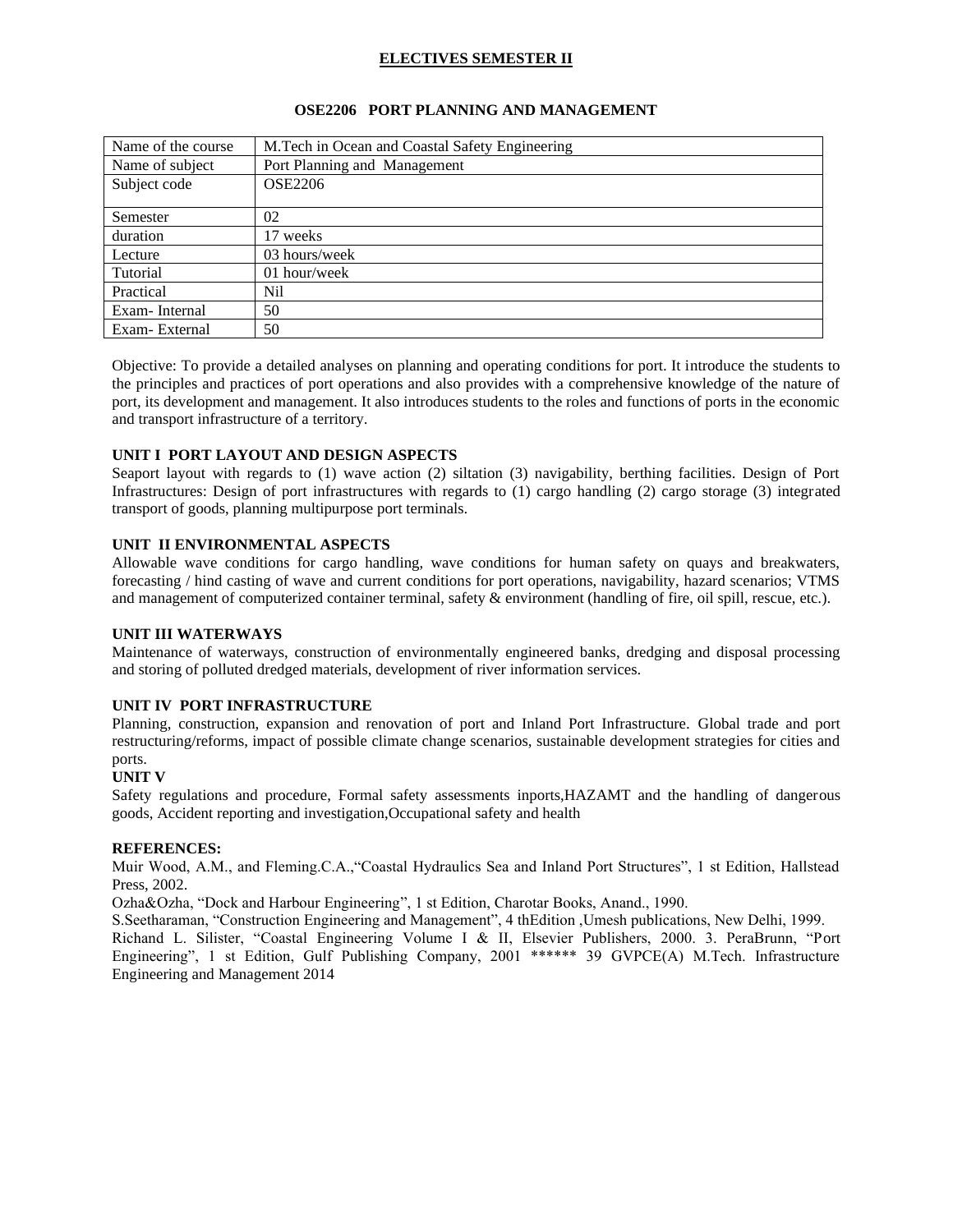## ELECTIVES SEMESTER II

### OSE2206 PORT PLANNING AND MANAGEMENT

| Name of the course | M.Tech in Ocean and Coastal Safety Engineering |
|---|---|
| Name of subject | Port Planning and Management |
| Subject code | OSE2206 |
| Semester | 02 |
| duration | 17 weeks |
| Lecture | 03 hours/week |
| Tutorial | 01 hour/week |
| Practical | Nil |
| Exam- Internal | 50 |
| Exam- External | 50 |

Objective: To provide a detailed analyses on planning and operating conditions for port. It introduce the students to the principles and practices of port operations and also provides with a comprehensive knowledge of the nature of port, its development and management. It also introduces students to the roles and functions of ports in the economic and transport infrastructure of a territory.

**UNIT I PORT LAYOUT AND DESIGN ASPECTS**

Seaport layout with regards to (1) wave action (2) siltation (3) navigability, berthing facilities. Design of Port Infrastructures: Design of port infrastructures with regards to (1) cargo handling (2) cargo storage (3) integrated transport of goods, planning multipurpose port terminals.

**UNIT II ENVIRONMENTAL ASPECTS**

Allowable wave conditions for cargo handling, wave conditions for human safety on quays and breakwaters, forecasting / hind casting of wave and current conditions for port operations, navigability, hazard scenarios; VTMS and management of computerized container terminal, safety & environment (handling of fire, oil spill, rescue, etc.).

**UNIT III WATERWAYS**

Maintenance of waterways, construction of environmentally engineered banks, dredging and disposal processing and storing of polluted dredged materials, development of river information services.

**UNIT IV PORT INFRASTRUCTURE**

Planning, construction, expansion and renovation of port and Inland Port Infrastructure. Global trade and port restructuring/reforms, impact of possible climate change scenarios, sustainable development strategies for cities and ports.

**UNIT V**

Safety regulations and procedure, Formal safety assessments inports,HAZAMT and the handling of dangerous goods, Accident reporting and investigation,Occupational safety and health

**REFERENCES:**

Muir Wood, A.M., and Fleming.C.A.,"Coastal Hydraulics Sea and Inland Port Structures", 1 st Edition, Hallstead Press, 2002.

Ozha&Ozha, "Dock and Harbour Engineering", 1 st Edition, Charotar Books, Anand., 1990.

S.Seetharaman, "Construction Engineering and Management", 4 thEdition ,Umesh publications, New Delhi, 1999.

Richand L. Silister, "Coastal Engineering Volume I & II, Elsevier Publishers, 2000. 3. PeraBrunn, "Port Engineering", 1 st Edition, Gulf Publishing Company, 2001 ****** 39 GVPCE(A) M.Tech. Infrastructure Engineering and Management 2014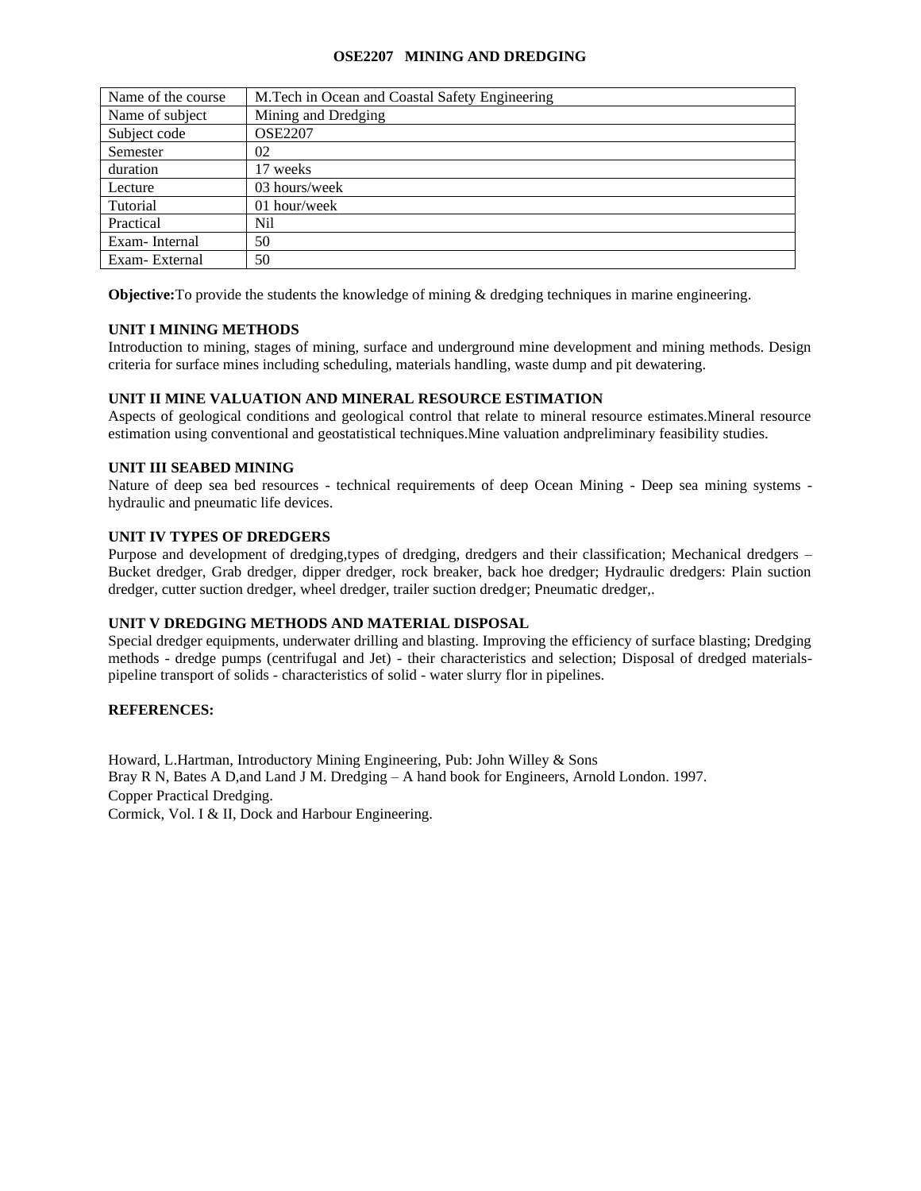# OSE2207 MINING AND DREDGING

| Name of the course | M.Tech in Ocean and Coastal Safety Engineering |
|---|---|
| Name of subject | Mining and Dredging |
| Subject code | OSE2207 |
| Semester | 02 |
| duration | 17 weeks |
| Lecture | 03 hours/week |
| Tutorial | 01 hour/week |
| Practical | Nil |
| Exam- Internal | 50 |
| Exam- External | 50 |

**Objective:**To provide the students the knowledge of mining & dredging techniques in marine engineering.

## UNIT I MINING METHODS

Introduction to mining, stages of mining, surface and underground mine development and mining methods. Design criteria for surface mines including scheduling, materials handling, waste dump and pit dewatering.

## UNIT II MINE VALUATION AND MINERAL RESOURCE ESTIMATION

Aspects of geological conditions and geological control that relate to mineral resource estimates.Mineral resource estimation using conventional and geostatistical techniques.Mine valuation andpreliminary feasibility studies.

## UNIT III SEABED MINING

Nature of deep sea bed resources - technical requirements of deep Ocean Mining - Deep sea mining systems - hydraulic and pneumatic life devices.

## UNIT IV TYPES OF DREDGERS

Purpose and development of dredging,types of dredging, dredgers and their classification; Mechanical dredgers – Bucket dredger, Grab dredger, dipper dredger, rock breaker, back hoe dredger; Hydraulic dredgers: Plain suction dredger, cutter suction dredger, wheel dredger, trailer suction dredger; Pneumatic dredger,.

## UNIT V DREDGING METHODS AND MATERIAL DISPOSAL

Special dredger equipments, underwater drilling and blasting. Improving the efficiency of surface blasting; Dredging methods - dredge pumps (centrifugal and Jet) - their characteristics and selection; Disposal of dredged materials- pipeline transport of solids - characteristics of solid - water slurry flor in pipelines.

## REFERENCES:

Howard, L.Hartman, Introductory Mining Engineering, Pub: John Willey & Sons

Bray R N, Bates A D,and Land J M. Dredging – A hand book for Engineers, Arnold London. 1997.

Copper Practical Dredging.

Cormick, Vol. I & II, Dock and Harbour Engineering.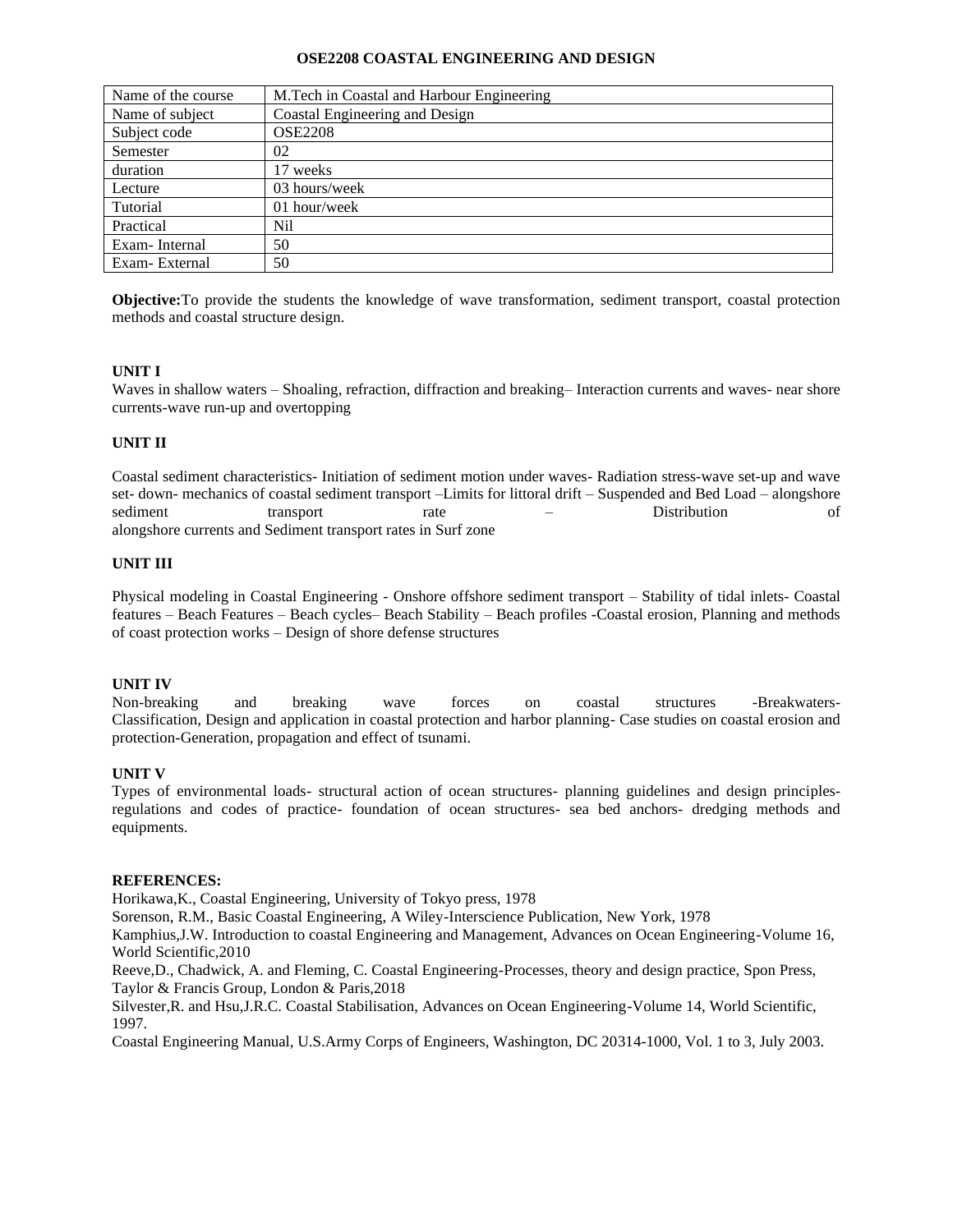# OSE2208 COASTAL ENGINEERING AND DESIGN

| Name of the course | M.Tech in Coastal and Harbour Engineering |
|---|---|
| Name of subject | Coastal Engineering and Design |
| Subject code | OSE2208 |
| Semester | 02 |
| duration | 17 weeks |
| Lecture | 03 hours/week |
| Tutorial | 01 hour/week |
| Practical | Nil |
| Exam- Internal | 50 |
| Exam- External | 50 |

**Objective:**To provide the students the knowledge of wave transformation, sediment transport, coastal protection methods and coastal structure design.

**UNIT I**

Waves in shallow waters – Shoaling, refraction, diffraction and breaking– Interaction currents and waves- near shore currents-wave run-up and overtopping

**UNIT II**

Coastal sediment characteristics- Initiation of sediment motion under waves- Radiation stress-wave set-up and wave set- down- mechanics of coastal sediment transport –Limits for littoral drift – Suspended and Bed Load – alongshore sediment transport rate – Distribution of alongshore currents and Sediment transport rates in Surf zone

**UNIT III**

Physical modeling in Coastal Engineering - Onshore offshore sediment transport – Stability of tidal inlets- Coastal features – Beach Features – Beach cycles– Beach Stability – Beach profiles -Coastal erosion, Planning and methods of coast protection works – Design of shore defense structures

**UNIT IV**

Non-breaking and breaking wave forces on coastal structures -Breakwaters- Classification, Design and application in coastal protection and harbor planning- Case studies on coastal erosion and protection-Generation, propagation and effect of tsunami.

**UNIT V**

Types of environmental loads- structural action of ocean structures- planning guidelines and design principles- regulations and codes of practice- foundation of ocean structures- sea bed anchors- dredging methods and equipments.

**REFERENCES:**

Horikawa,K., Coastal Engineering, University of Tokyo press, 1978

Sorenson, R.M., Basic Coastal Engineering, A Wiley-Interscience Publication, New York, 1978

Kamphius,J.W. Introduction to coastal Engineering and Management, Advances on Ocean Engineering-Volume 16, World Scientific,2010

Reeve,D., Chadwick, A. and Fleming, C. Coastal Engineering-Processes, theory and design practice, Spon Press, Taylor & Francis Group, London & Paris,2018

Silvester,R. and Hsu,J.R.C. Coastal Stabilisation, Advances on Ocean Engineering-Volume 14, World Scientific, 1997.

Coastal Engineering Manual, U.S.Army Corps of Engineers, Washington, DC 20314-1000, Vol. 1 to 3, July 2003.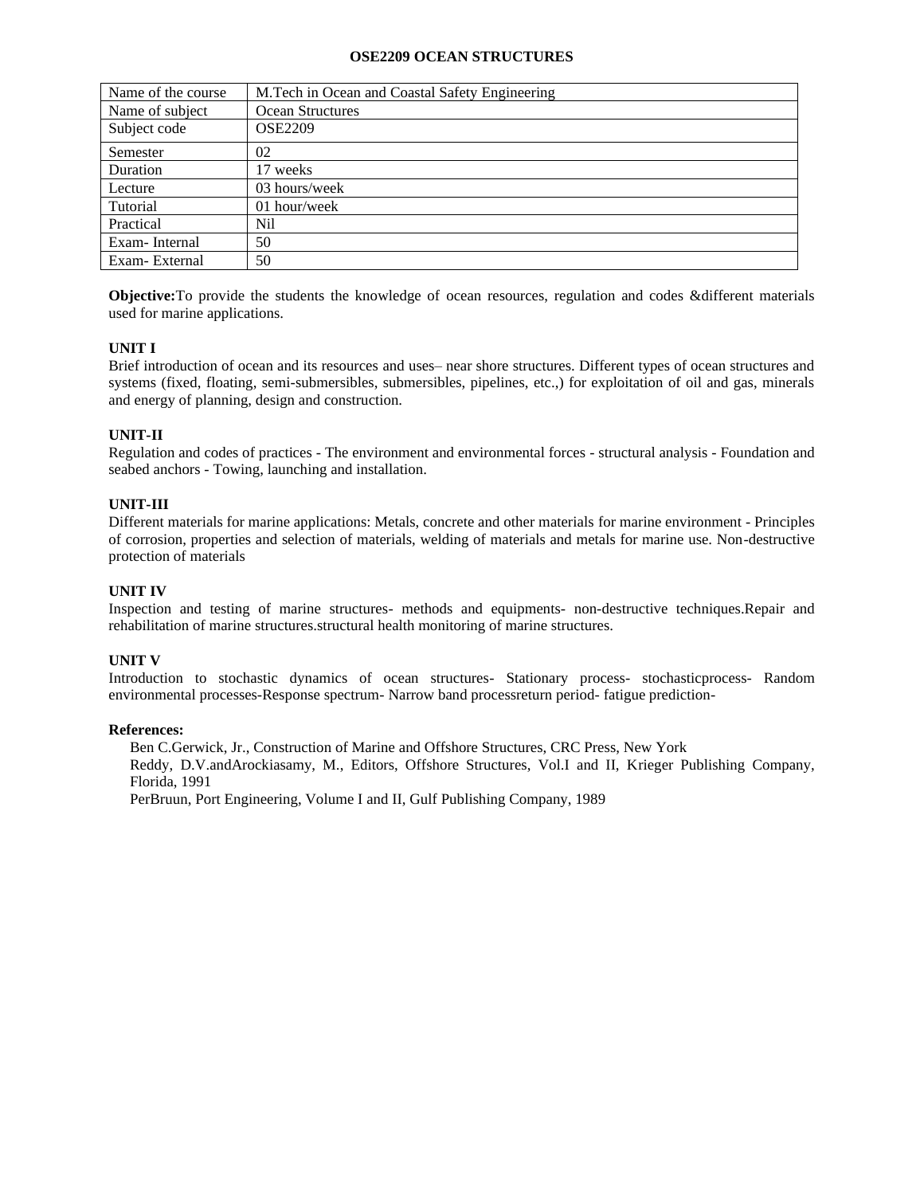# OSE2209 OCEAN STRUCTURES

| Name of the course | M.Tech in Ocean and Coastal Safety Engineering |
|---|---|
| Name of subject | Ocean Structures |
| Subject code | OSE2209 |
| Semester | 02 |
| Duration | 17 weeks |
| Lecture | 03 hours/week |
| Tutorial | 01 hour/week |
| Practical | Nil |
| Exam- Internal | 50 |
| Exam- External | 50 |

**Objective:**To provide the students the knowledge of ocean resources, regulation and codes &different materials used for marine applications.

**UNIT I**

Brief introduction of ocean and its resources and uses– near shore structures. Different types of ocean structures and systems (fixed, floating, semi-submersibles, submersibles, pipelines, etc.,) for exploitation of oil and gas, minerals and energy of planning, design and construction.

**UNIT-II**

Regulation and codes of practices - The environment and environmental forces - structural analysis - Foundation and seabed anchors - Towing, launching and installation.

**UNIT-III**

Different materials for marine applications: Metals, concrete and other materials for marine environment - Principles of corrosion, properties and selection of materials, welding of materials and metals for marine use. Non-destructive protection of materials

**UNIT IV**

Inspection and testing of marine structures- methods and equipments- non-destructive techniques.Repair and rehabilitation of marine structures.structural health monitoring of marine structures.

**UNIT V**

Introduction to stochastic dynamics of ocean structures- Stationary process- stochasticprocess- Random environmental processes-Response spectrum- Narrow band processreturn period- fatigue prediction-

**References:**

Ben C.Gerwick, Jr., Construction of Marine and Offshore Structures, CRC Press, New York

Reddy, D.V.andArockiasamy, M., Editors, Offshore Structures, Vol.I and II, Krieger Publishing Company, Florida, 1991

PerBruun, Port Engineering, Volume I and II, Gulf Publishing Company, 1989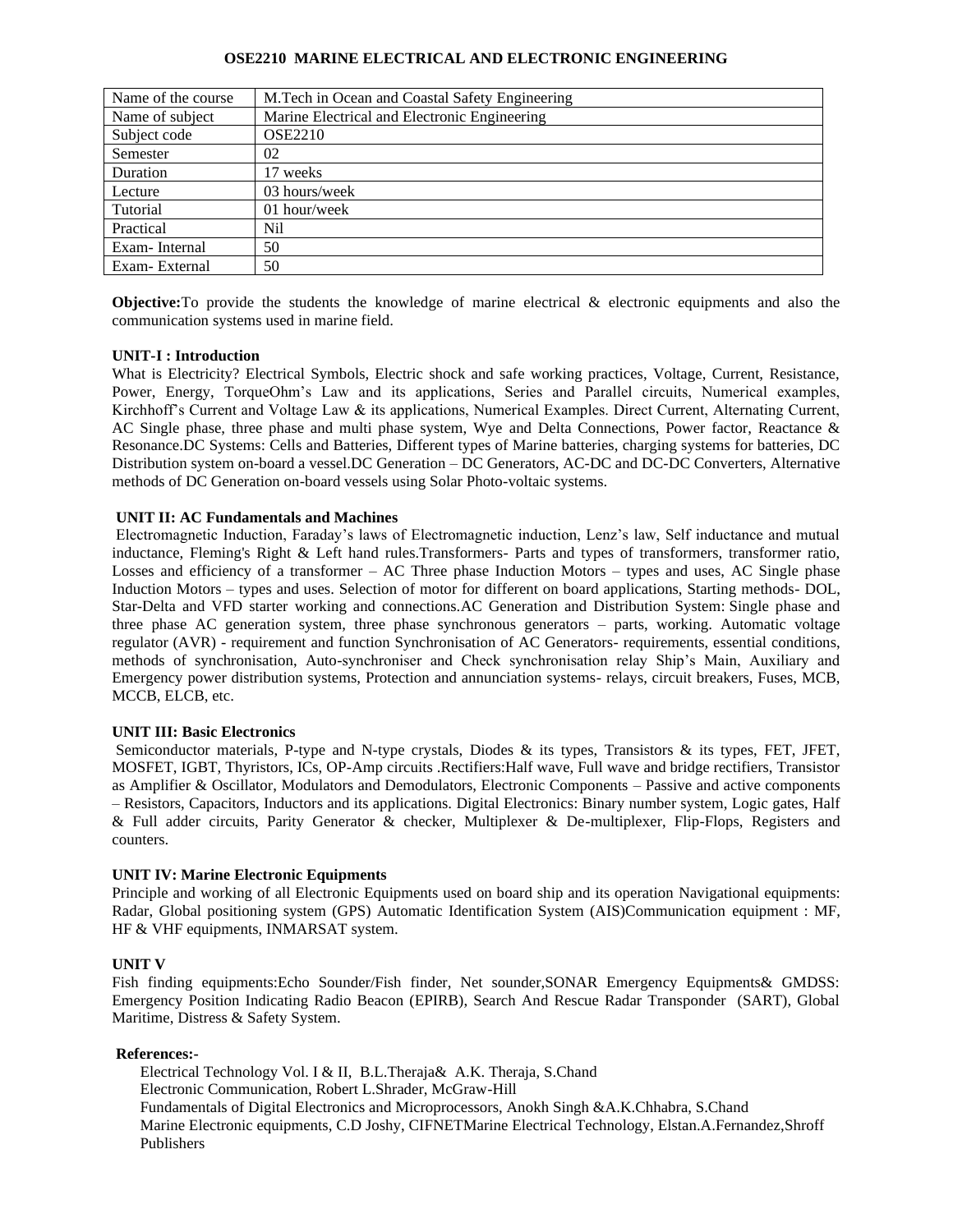# OSE2210 MARINE ELECTRICAL AND ELECTRONIC ENGINEERING

| Name of the course | M.Tech in Ocean and Coastal Safety Engineering |
|---|---|
| Name of subject | Marine Electrical and Electronic Engineering |
| Subject code | OSE2210 |
| Semester | 02 |
| Duration | 17 weeks |
| Lecture | 03 hours/week |
| Tutorial | 01 hour/week |
| Practical | Nil |
| Exam- Internal | 50 |
| Exam- External | 50 |

**Objective:**To provide the students the knowledge of marine electrical & electronic equipments and also the communication systems used in marine field.

**UNIT-I : Introduction**

What is Electricity? Electrical Symbols, Electric shock and safe working practices, Voltage, Current, Resistance, Power, Energy, TorqueOhm's Law and its applications, Series and Parallel circuits, Numerical examples, Kirchhoff's Current and Voltage Law & its applications, Numerical Examples. Direct Current, Alternating Current, AC Single phase, three phase and multi phase system, Wye and Delta Connections, Power factor, Reactance & Resonance.DC Systems: Cells and Batteries, Different types of Marine batteries, charging systems for batteries, DC Distribution system on-board a vessel.DC Generation – DC Generators, AC-DC and DC-DC Converters, Alternative methods of DC Generation on-board vessels using Solar Photo-voltaic systems.

**UNIT II: AC Fundamentals and Machines**

Electromagnetic Induction, Faraday's laws of Electromagnetic induction, Lenz's law, Self inductance and mutual inductance, Fleming's Right & Left hand rules.Transformers- Parts and types of transformers, transformer ratio, Losses and efficiency of a transformer – AC Three phase Induction Motors – types and uses, AC Single phase Induction Motors – types and uses. Selection of motor for different on board applications, Starting methods- DOL, Star-Delta and VFD starter working and connections.AC Generation and Distribution System: Single phase and three phase AC generation system, three phase synchronous generators – parts, working. Automatic voltage regulator (AVR) - requirement and function Synchronisation of AC Generators- requirements, essential conditions, methods of synchronisation, Auto-synchroniser and Check synchronisation relay Ship's Main, Auxiliary and Emergency power distribution systems, Protection and annunciation systems- relays, circuit breakers, Fuses, MCB, MCCB, ELCB, etc.

**UNIT III: Basic Electronics**

Semiconductor materials, P-type and N-type crystals, Diodes & its types, Transistors & its types, FET, JFET, MOSFET, IGBT, Thyristors, ICs, OP-Amp circuits .Rectifiers:Half wave, Full wave and bridge rectifiers, Transistor as Amplifier & Oscillator, Modulators and Demodulators, Electronic Components – Passive and active components – Resistors, Capacitors, Inductors and its applications. Digital Electronics: Binary number system, Logic gates, Half & Full adder circuits, Parity Generator & checker, Multiplexer & De-multiplexer, Flip-Flops, Registers and counters.

**UNIT IV: Marine Electronic Equipments**

Principle and working of all Electronic Equipments used on board ship and its operation Navigational equipments: Radar, Global positioning system (GPS) Automatic Identification System (AIS)Communication equipment : MF, HF & VHF equipments, INMARSAT system.

**UNIT V**

Fish finding equipments:Echo Sounder/Fish finder, Net sounder,SONAR Emergency Equipments& GMDSS: Emergency Position Indicating Radio Beacon (EPIRB), Search And Rescue Radar Transponder (SART), Global Maritime, Distress & Safety System.

**References:-**

Electrical Technology Vol. I & II, B.L.Theraja& A.K. Theraja, S.Chand
Electronic Communication, Robert L.Shrader, McGraw-Hill
Fundamentals of Digital Electronics and Microprocessors, Anokh Singh &A.K.Chhabra, S.Chand
Marine Electronic equipments, C.D Joshy, CIFNETMarine Electrical Technology, Elstan.A.Fernandez,Shroff Publishers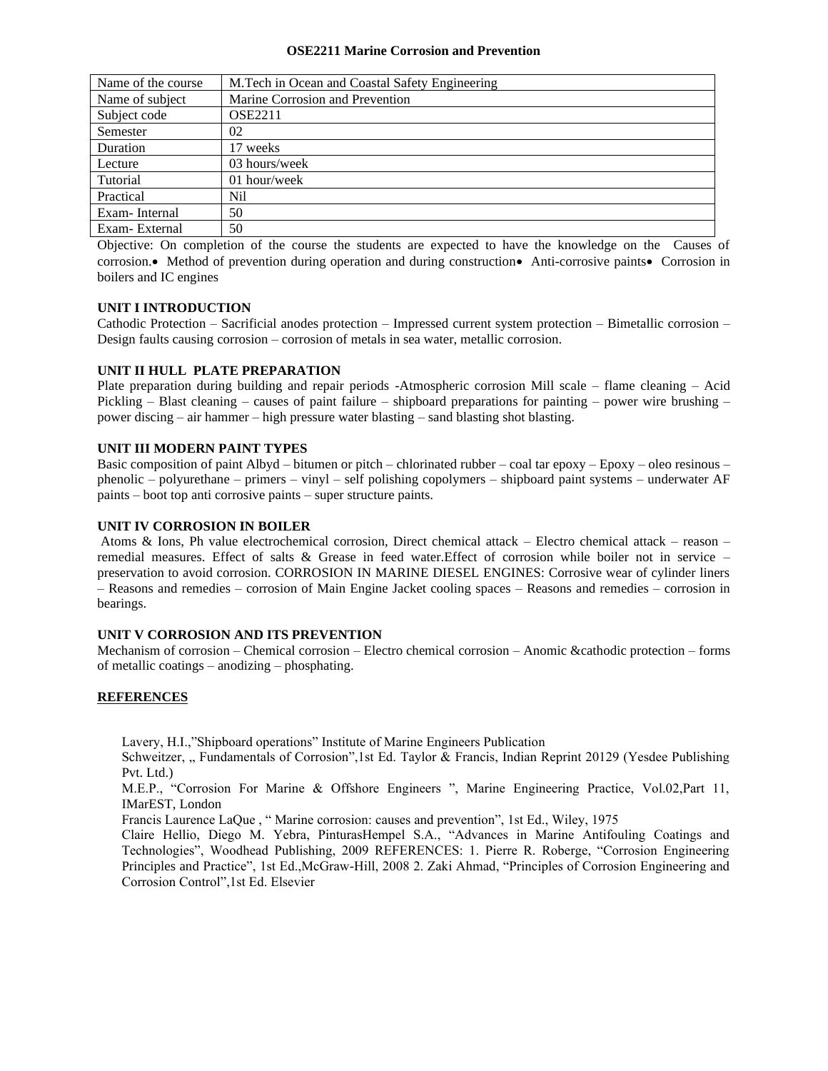# OSE2211 Marine Corrosion and Prevention

| Name of the course | M.Tech in Ocean and Coastal Safety Engineering |
|---|---|
| Name of subject | Marine Corrosion and Prevention |
| Subject code | OSE2211 |
| Semester | 02 |
| Duration | 17 weeks |
| Lecture | 03 hours/week |
| Tutorial | 01 hour/week |
| Practical | Nil |
| Exam- Internal | 50 |
| Exam- External | 50 |

Objective: On completion of the course the students are expected to have the knowledge on the Causes of corrosion.• Method of prevention during operation and during construction• Anti-corrosive paints• Corrosion in boilers and IC engines

**UNIT I INTRODUCTION**

Cathodic Protection – Sacrificial anodes protection – Impressed current system protection – Bimetallic corrosion – Design faults causing corrosion – corrosion of metals in sea water, metallic corrosion.

**UNIT II HULL PLATE PREPARATION**

Plate preparation during building and repair periods -Atmospheric corrosion Mill scale – flame cleaning – Acid Pickling – Blast cleaning – causes of paint failure – shipboard preparations for painting – power wire brushing – power discing – air hammer – high pressure water blasting – sand blasting shot blasting.

**UNIT III MODERN PAINT TYPES**

Basic composition of paint Albyd – bitumen or pitch – chlorinated rubber – coal tar epoxy – Epoxy – oleo resinous – phenolic – polyurethane – primers – vinyl – self polishing copolymers – shipboard paint systems – underwater AF paints – boot top anti corrosive paints – super structure paints.

**UNIT IV CORROSION IN BOILER**

Atoms & Ions, Ph value electrochemical corrosion, Direct chemical attack – Electro chemical attack – reason – remedial measures. Effect of salts & Grease in feed water.Effect of corrosion while boiler not in service – preservation to avoid corrosion. CORROSION IN MARINE DIESEL ENGINES: Corrosive wear of cylinder liners – Reasons and remedies – corrosion of Main Engine Jacket cooling spaces – Reasons and remedies – corrosion in bearings.

**UNIT V CORROSION AND ITS PREVENTION**

Mechanism of corrosion – Chemical corrosion – Electro chemical corrosion – Anomic &cathodic protection – forms of metallic coatings – anodizing – phosphating.

**REFERENCES**

Lavery, H.I.,"Shipboard operations" Institute of Marine Engineers Publication

Schweitzer, „ Fundamentals of Corrosion",1st Ed. Taylor & Francis, Indian Reprint 20129 (Yesdee Publishing Pvt. Ltd.)

M.E.P., "Corrosion For Marine & Offshore Engineers ", Marine Engineering Practice, Vol.02,Part 11, IMarEST, London

Francis Laurence LaQue , " Marine corrosion: causes and prevention", 1st Ed., Wiley, 1975

Claire Hellio, Diego M. Yebra, PinturasHempel S.A., "Advances in Marine Antifouling Coatings and Technologies", Woodhead Publishing, 2009 REFERENCES: 1. Pierre R. Roberge, "Corrosion Engineering Principles and Practice", 1st Ed.,McGraw-Hill, 2008 2. Zaki Ahmad, "Principles of Corrosion Engineering and Corrosion Control",1st Ed. Elsevier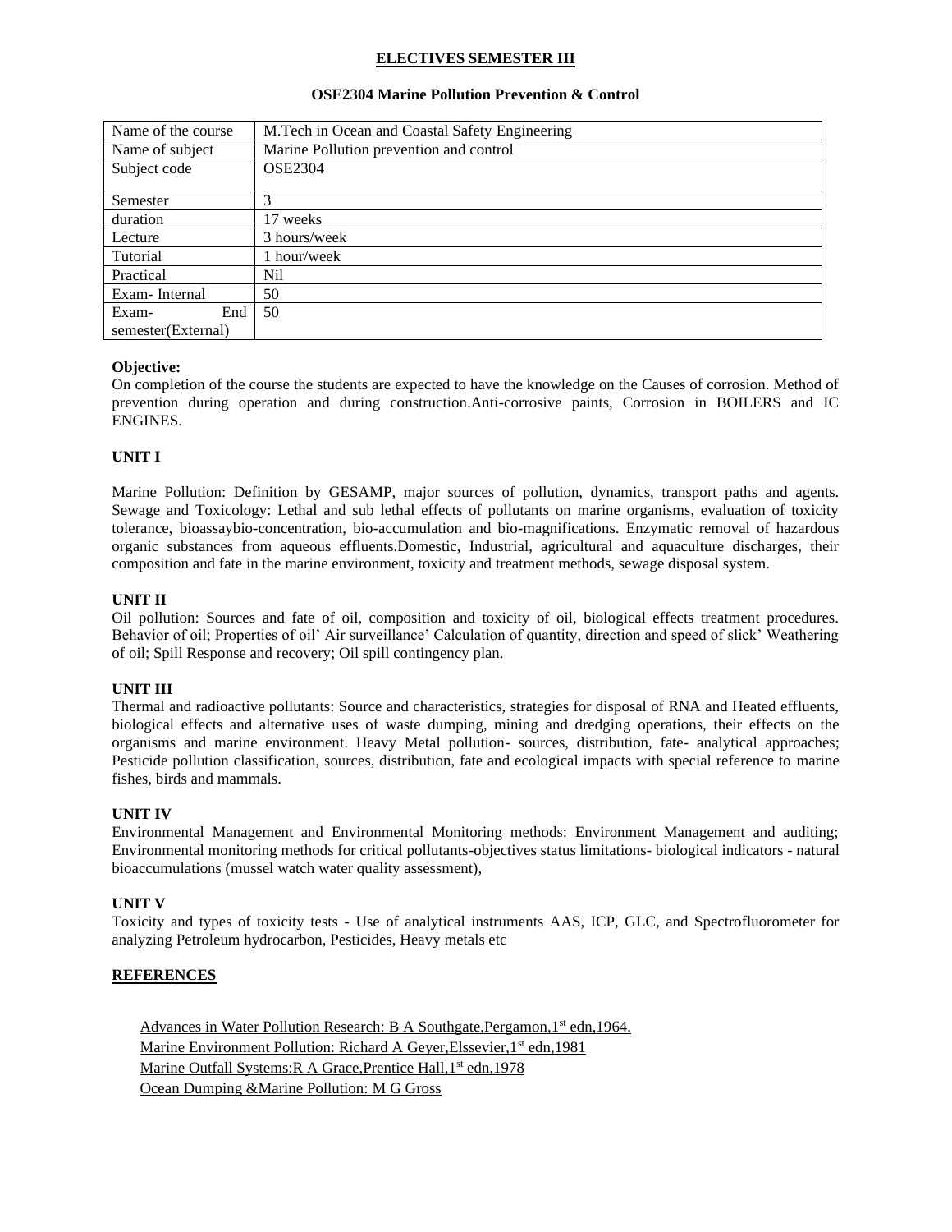## ELECTIVES SEMESTER III

### OSE2304 Marine Pollution Prevention & Control

| Name of the course | M.Tech in Ocean and Coastal Safety Engineering |
|---|---|
| Name of subject | Marine Pollution prevention and control |
| Subject code | OSE2304 |
| Semester | 3 |
| duration | 17 weeks |
| Lecture | 3 hours/week |
| Tutorial | 1 hour/week |
| Practical | Nil |
| Exam- Internal | 50 |
| Exam- End semester(External) | 50 |

**Objective:**

On completion of the course the students are expected to have the knowledge on the Causes of corrosion. Method of prevention during operation and during construction.Anti-corrosive paints, Corrosion in BOILERS and IC ENGINES.

**UNIT I**

Marine Pollution: Definition by GESAMP, major sources of pollution, dynamics, transport paths and agents. Sewage and Toxicology: Lethal and sub lethal effects of pollutants on marine organisms, evaluation of toxicity tolerance, bioassaybio-concentration, bio-accumulation and bio-magnifications. Enzymatic removal of hazardous organic substances from aqueous effluents.Domestic, Industrial, agricultural and aquaculture discharges, their composition and fate in the marine environment, toxicity and treatment methods, sewage disposal system.

**UNIT II**

Oil pollution: Sources and fate of oil, composition and toxicity of oil, biological effects treatment procedures. Behavior of oil; Properties of oil' Air surveillance' Calculation of quantity, direction and speed of slick' Weathering of oil; Spill Response and recovery; Oil spill contingency plan.

**UNIT III**

Thermal and radioactive pollutants: Source and characteristics, strategies for disposal of RNA and Heated effluents, biological effects and alternative uses of waste dumping, mining and dredging operations, their effects on the organisms and marine environment. Heavy Metal pollution- sources, distribution, fate- analytical approaches; Pesticide pollution classification, sources, distribution, fate and ecological impacts with special reference to marine fishes, birds and mammals.

**UNIT IV**

Environmental Management and Environmental Monitoring methods: Environment Management and auditing; Environmental monitoring methods for critical pollutants-objectives status limitations- biological indicators - natural bioaccumulations (mussel watch water quality assessment),

**UNIT V**

Toxicity and types of toxicity tests - Use of analytical instruments AAS, ICP, GLC, and Spectrofluorometer for analyzing Petroleum hydrocarbon, Pesticides, Heavy metals etc

**REFERENCES**

Advances in Water Pollution Research: B A Southgate,Pergamon,1st edn,1964.
Marine Environment Pollution: Richard A Geyer,Elssevier,1st edn,1981
Marine Outfall Systems:R A Grace,Prentice Hall,1st edn,1978
Ocean Dumping &Marine Pollution: M G Gross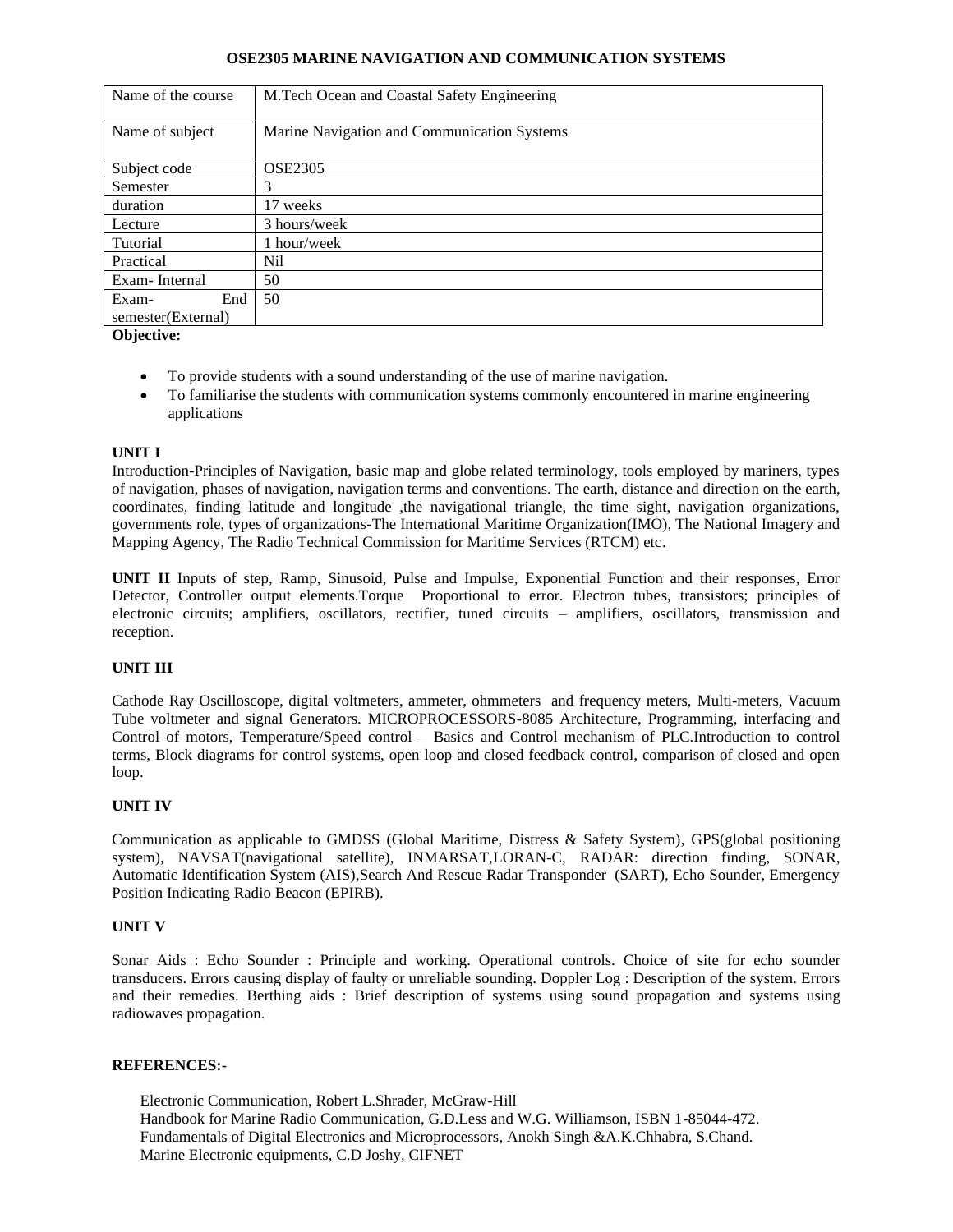## OSE2305 MARINE NAVIGATION AND COMMUNICATION SYSTEMS

| Name of the course | M.Tech Ocean and Coastal Safety Engineering |
|---|---|
| Name of subject | Marine Navigation and Communication Systems |
| Subject code | OSE2305 |
| Semester | 3 |
| duration | 17 weeks |
| Lecture | 3 hours/week |
| Tutorial | 1 hour/week |
| Practical | Nil |
| Exam- Internal | 50 |
| Exam- End semester(External) | 50 |

**Objective:**

- To provide students with a sound understanding of the use of marine navigation.
- To familiarise the students with communication systems commonly encountered in marine engineering applications

**UNIT I**

Introduction-Principles of Navigation, basic map and globe related terminology, tools employed by mariners, types of navigation, phases of navigation, navigation terms and conventions. The earth, distance and direction on the earth, coordinates, finding latitude and longitude ,the navigational triangle, the time sight, navigation organizations, governments role, types of organizations-The International Maritime Organization(IMO), The National Imagery and Mapping Agency, The Radio Technical Commission for Maritime Services (RTCM) etc.

**UNIT II** Inputs of step, Ramp, Sinusoid, Pulse and Impulse, Exponential Function and their responses, Error Detector, Controller output elements.Torque Proportional to error. Electron tubes, transistors; principles of electronic circuits; amplifiers, oscillators, rectifier, tuned circuits – amplifiers, oscillators, transmission and reception.

**UNIT III**

Cathode Ray Oscilloscope, digital voltmeters, ammeter, ohmmeters and frequency meters, Multi-meters, Vacuum Tube voltmeter and signal Generators. MICROPROCESSORS-8085 Architecture, Programming, interfacing and Control of motors, Temperature/Speed control – Basics and Control mechanism of PLC.Introduction to control terms, Block diagrams for control systems, open loop and closed feedback control, comparison of closed and open loop.

**UNIT IV**

Communication as applicable to GMDSS (Global Maritime, Distress & Safety System), GPS(global positioning system), NAVSAT(navigational satellite), INMARSAT,LORAN-C, RADAR: direction finding, SONAR, Automatic Identification System (AIS),Search And Rescue Radar Transponder (SART), Echo Sounder, Emergency Position Indicating Radio Beacon (EPIRB).

**UNIT V**

Sonar Aids : Echo Sounder : Principle and working. Operational controls. Choice of site for echo sounder transducers. Errors causing display of faulty or unreliable sounding. Doppler Log : Description of the system. Errors and their remedies. Berthing aids : Brief description of systems using sound propagation and systems using radiowaves propagation.

**REFERENCES:-**

Electronic Communication, Robert L.Shrader, McGraw-Hill
Handbook for Marine Radio Communication, G.D.Less and W.G. Williamson, ISBN 1-85044-472.
Fundamentals of Digital Electronics and Microprocessors, Anokh Singh &A.K.Chhabra, S.Chand.
Marine Electronic equipments, C.D Joshy, CIFNET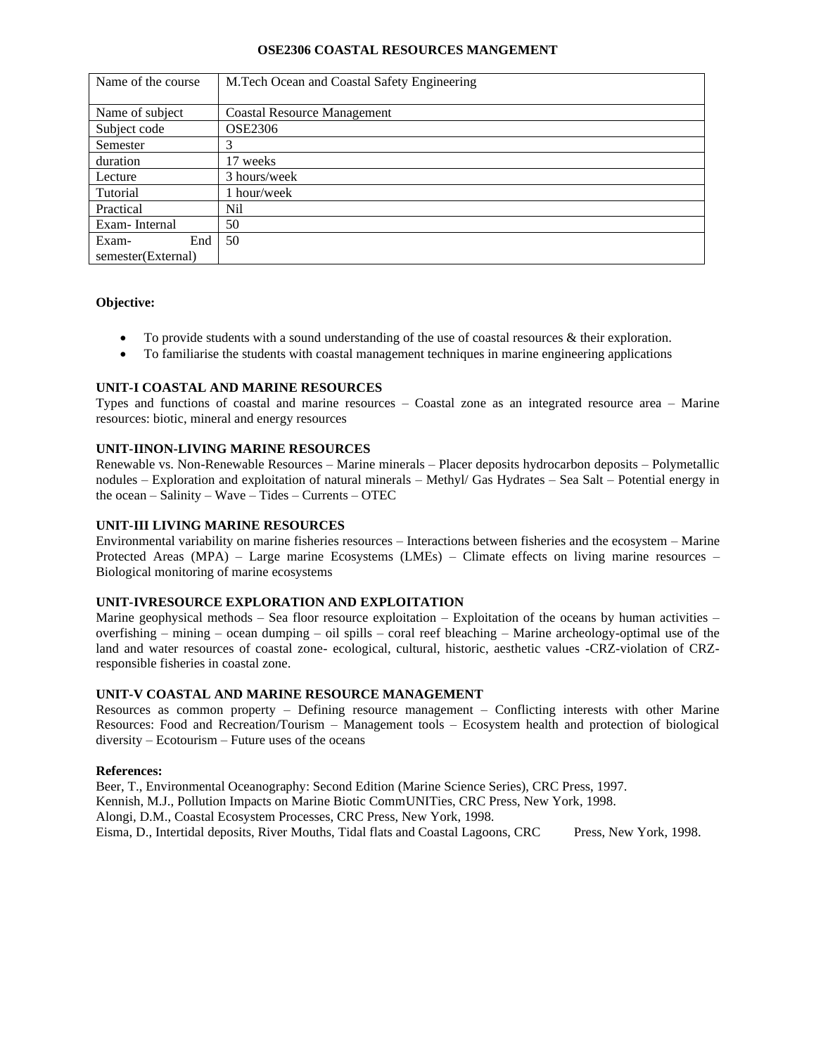# OSE2306 COASTAL RESOURCES MANGEMENT

| Name of the course | M.Tech Ocean and Coastal Safety Engineering |
|---|---|
| Name of subject | Coastal Resource Management |
| Subject code | OSE2306 |
| Semester | 3 |
| duration | 17 weeks |
| Lecture | 3 hours/week |
| Tutorial | 1 hour/week |
| Practical | Nil |
| Exam- Internal | 50 |
| Exam- End semester(External) | 50 |

**Objective:**

- To provide students with a sound understanding of the use of coastal resources & their exploration.
- To familiarise the students with coastal management techniques in marine engineering applications

**UNIT-I COASTAL AND MARINE RESOURCES**

Types and functions of coastal and marine resources – Coastal zone as an integrated resource area – Marine resources: biotic, mineral and energy resources

**UNIT-IINON-LIVING MARINE RESOURCES**

Renewable vs. Non-Renewable Resources – Marine minerals – Placer deposits hydrocarbon deposits – Polymetallic nodules – Exploration and exploitation of natural minerals – Methyl/ Gas Hydrates – Sea Salt – Potential energy in the ocean – Salinity – Wave – Tides – Currents – OTEC

**UNIT-III LIVING MARINE RESOURCES**

Environmental variability on marine fisheries resources – Interactions between fisheries and the ecosystem – Marine Protected Areas (MPA) – Large marine Ecosystems (LMEs) – Climate effects on living marine resources – Biological monitoring of marine ecosystems

**UNIT-IVRESOURCE EXPLORATION AND EXPLOITATION**

Marine geophysical methods – Sea floor resource exploitation – Exploitation of the oceans by human activities – overfishing – mining – ocean dumping – oil spills – coral reef bleaching – Marine archeology-optimal use of the land and water resources of coastal zone- ecological, cultural, historic, aesthetic values -CRZ-violation of CRZ-responsible fisheries in coastal zone.

**UNIT-V COASTAL AND MARINE RESOURCE MANAGEMENT**

Resources as common property – Defining resource management – Conflicting interests with other Marine Resources: Food and Recreation/Tourism – Management tools – Ecosystem health and protection of biological diversity – Ecotourism – Future uses of the oceans

**References:**

Beer, T., Environmental Oceanography: Second Edition (Marine Science Series), CRC Press, 1997.
Kennish, M.J., Pollution Impacts on Marine Biotic CommUNITies, CRC Press, New York, 1998.
Alongi, D.M., Coastal Ecosystem Processes, CRC Press, New York, 1998.
Eisma, D., Intertidal deposits, River Mouths, Tidal flats and Coastal Lagoons, CRC Press, New York, 1998.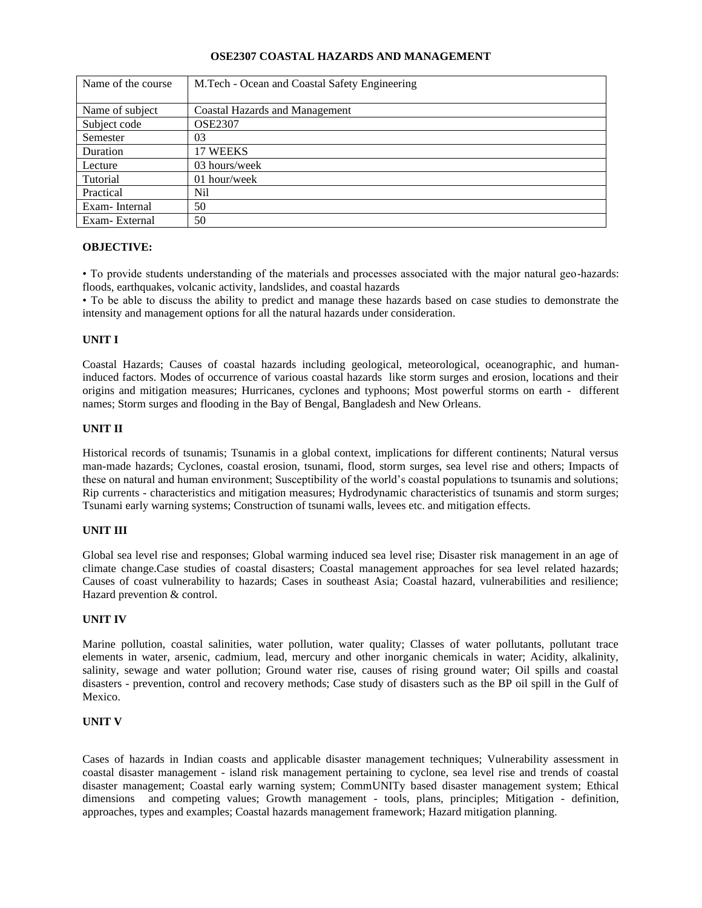# OSE2307 COASTAL HAZARDS AND MANAGEMENT

| Name of the course | M.Tech - Ocean and Coastal Safety Engineering |
|---|---|
| Name of subject | Coastal Hazards and Management |
| Subject code | OSE2307 |
| Semester | 03 |
| Duration | 17 WEEKS |
| Lecture | 03 hours/week |
| Tutorial | 01 hour/week |
| Practical | Nil |
| Exam- Internal | 50 |
| Exam- External | 50 |

**OBJECTIVE:**

• To provide students understanding of the materials and processes associated with the major natural geo-hazards: floods, earthquakes, volcanic activity, landslides, and coastal hazards

• To be able to discuss the ability to predict and manage these hazards based on case studies to demonstrate the intensity and management options for all the natural hazards under consideration.

**UNIT I**

Coastal Hazards; Causes of coastal hazards including geological, meteorological, oceanographic, and human-induced factors. Modes of occurrence of various coastal hazards like storm surges and erosion, locations and their origins and mitigation measures; Hurricanes, cyclones and typhoons; Most powerful storms on earth - different names; Storm surges and flooding in the Bay of Bengal, Bangladesh and New Orleans.

**UNIT II**

Historical records of tsunamis; Tsunamis in a global context, implications for different continents; Natural versus man-made hazards; Cyclones, coastal erosion, tsunami, flood, storm surges, sea level rise and others; Impacts of these on natural and human environment; Susceptibility of the world's coastal populations to tsunamis and solutions; Rip currents - characteristics and mitigation measures; Hydrodynamic characteristics of tsunamis and storm surges; Tsunami early warning systems; Construction of tsunami walls, levees etc. and mitigation effects.

**UNIT III**

Global sea level rise and responses; Global warming induced sea level rise; Disaster risk management in an age of climate change.Case studies of coastal disasters; Coastal management approaches for sea level related hazards; Causes of coast vulnerability to hazards; Cases in southeast Asia; Coastal hazard, vulnerabilities and resilience; Hazard prevention & control.

**UNIT IV**

Marine pollution, coastal salinities, water pollution, water quality; Classes of water pollutants, pollutant trace elements in water, arsenic, cadmium, lead, mercury and other inorganic chemicals in water; Acidity, alkalinity, salinity, sewage and water pollution; Ground water rise, causes of rising ground water; Oil spills and coastal disasters - prevention, control and recovery methods; Case study of disasters such as the BP oil spill in the Gulf of Mexico.

**UNIT V**

Cases of hazards in Indian coasts and applicable disaster management techniques; Vulnerability assessment in coastal disaster management - island risk management pertaining to cyclone, sea level rise and trends of coastal disaster management; Coastal early warning system; CommUNITy based disaster management system; Ethical dimensions and competing values; Growth management - tools, plans, principles; Mitigation - definition, approaches, types and examples; Coastal hazards management framework; Hazard mitigation planning.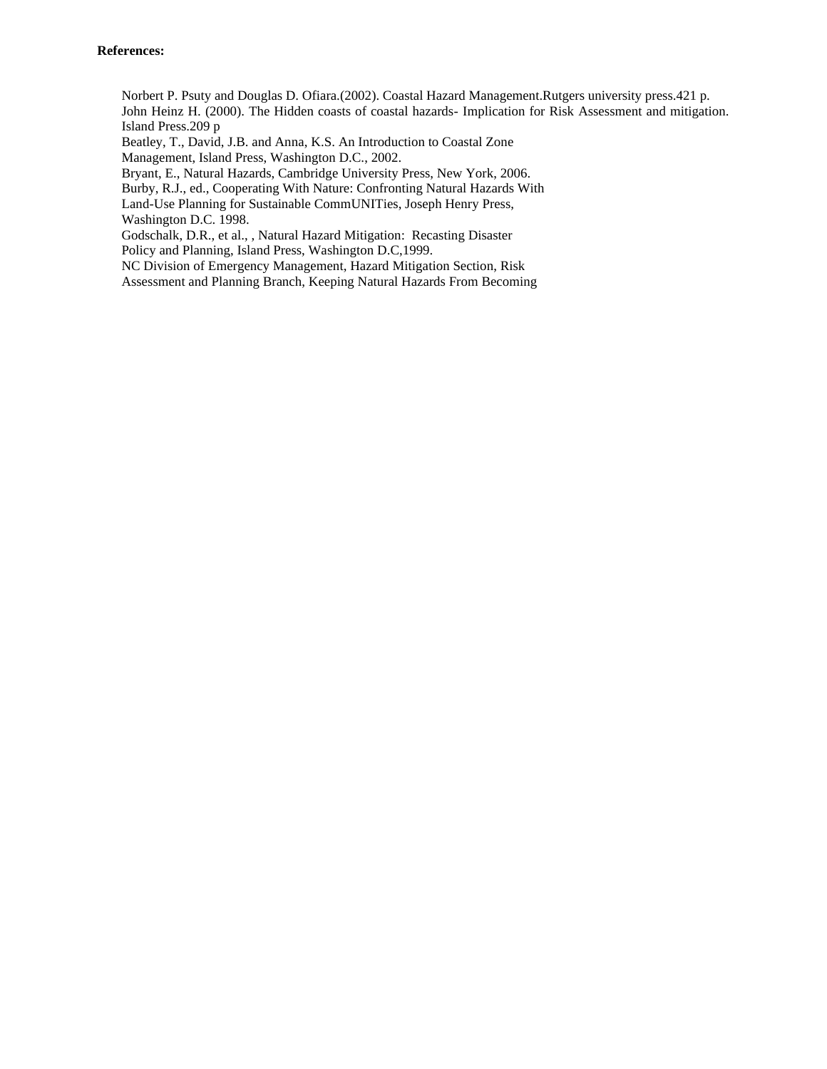**References:**

Norbert P. Psuty and Douglas D. Ofiara.(2002). Coastal Hazard Management.Rutgers university press.421 p.
John Heinz H. (2000). The Hidden coasts of coastal hazards- Implication for Risk Assessment and mitigation. Island Press.209 p
Beatley, T., David, J.B. and Anna, K.S. An Introduction to Coastal Zone Management, Island Press, Washington D.C., 2002.
Bryant, E., Natural Hazards, Cambridge University Press, New York, 2006.
Burby, R.J., ed., Cooperating With Nature: Confronting Natural Hazards With Land-Use Planning for Sustainable CommUNITies, Joseph Henry Press, Washington D.C. 1998.
Godschalk, D.R., et al., , Natural Hazard Mitigation: Recasting Disaster Policy and Planning, Island Press, Washington D.C,1999.
NC Division of Emergency Management, Hazard Mitigation Section, Risk Assessment and Planning Branch, Keeping Natural Hazards From Becoming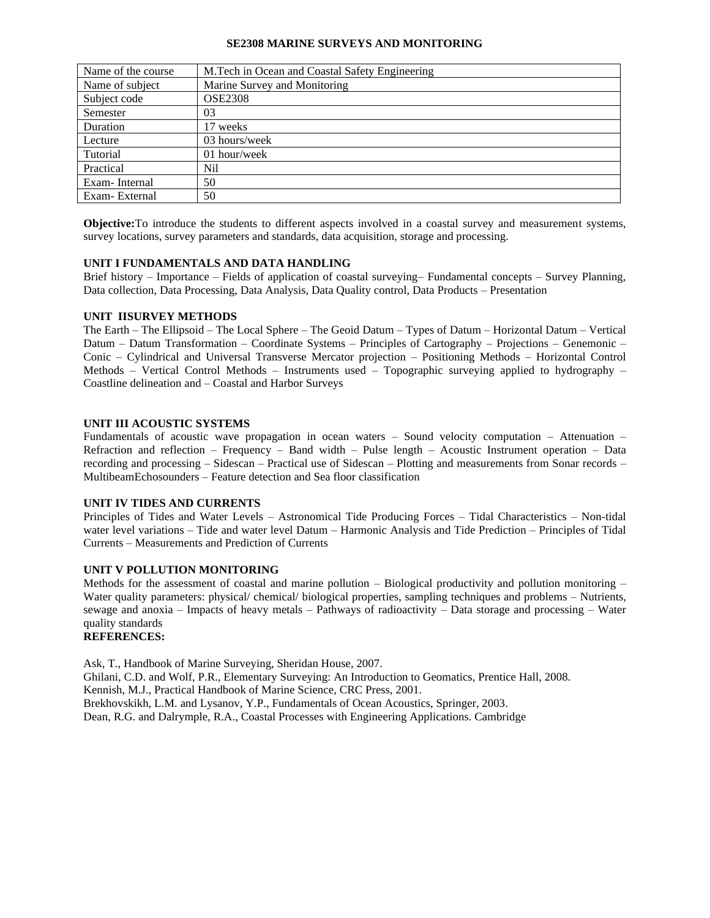# SE2308 MARINE SURVEYS AND MONITORING

| Name of the course | M.Tech in Ocean and Coastal Safety Engineering |
|---|---|
| Name of subject | Marine Survey and Monitoring |
| Subject code | OSE2308 |
| Semester | 03 |
| Duration | 17 weeks |
| Lecture | 03 hours/week |
| Tutorial | 01 hour/week |
| Practical | Nil |
| Exam- Internal | 50 |
| Exam- External | 50 |

**Objective:**To introduce the students to different aspects involved in a coastal survey and measurement systems, survey locations, survey parameters and standards, data acquisition, storage and processing.

**UNIT I FUNDAMENTALS AND DATA HANDLING**

Brief history – Importance – Fields of application of coastal surveying– Fundamental concepts – Survey Planning, Data collection, Data Processing, Data Analysis, Data Quality control, Data Products – Presentation

**UNIT IISURVEY METHODS**

The Earth – The Ellipsoid – The Local Sphere – The Geoid Datum – Types of Datum – Horizontal Datum – Vertical Datum – Datum Transformation – Coordinate Systems – Principles of Cartography – Projections – Genemonic – Conic – Cylindrical and Universal Transverse Mercator projection – Positioning Methods – Horizontal Control Methods – Vertical Control Methods – Instruments used – Topographic surveying applied to hydrography – Coastline delineation and – Coastal and Harbor Surveys

**UNIT III ACOUSTIC SYSTEMS**

Fundamentals of acoustic wave propagation in ocean waters – Sound velocity computation – Attenuation – Refraction and reflection – Frequency – Band width – Pulse length – Acoustic Instrument operation – Data recording and processing – Sidescan – Practical use of Sidescan – Plotting and measurements from Sonar records – MultibeamEchosounders – Feature detection and Sea floor classification

**UNIT IV TIDES AND CURRENTS**

Principles of Tides and Water Levels – Astronomical Tide Producing Forces – Tidal Characteristics – Non-tidal water level variations – Tide and water level Datum – Harmonic Analysis and Tide Prediction – Principles of Tidal Currents – Measurements and Prediction of Currents

**UNIT V POLLUTION MONITORING**

Methods for the assessment of coastal and marine pollution – Biological productivity and pollution monitoring – Water quality parameters: physical/ chemical/ biological properties, sampling techniques and problems – Nutrients, sewage and anoxia – Impacts of heavy metals – Pathways of radioactivity – Data storage and processing – Water quality standards

**REFERENCES:**

Ask, T., Handbook of Marine Surveying, Sheridan House, 2007.
Ghilani, C.D. and Wolf, P.R., Elementary Surveying: An Introduction to Geomatics, Prentice Hall, 2008.
Kennish, M.J., Practical Handbook of Marine Science, CRC Press, 2001.
Brekhovskikh, L.M. and Lysanov, Y.P., Fundamentals of Ocean Acoustics, Springer, 2003.
Dean, R.G. and Dalrymple, R.A., Coastal Processes with Engineering Applications. Cambridge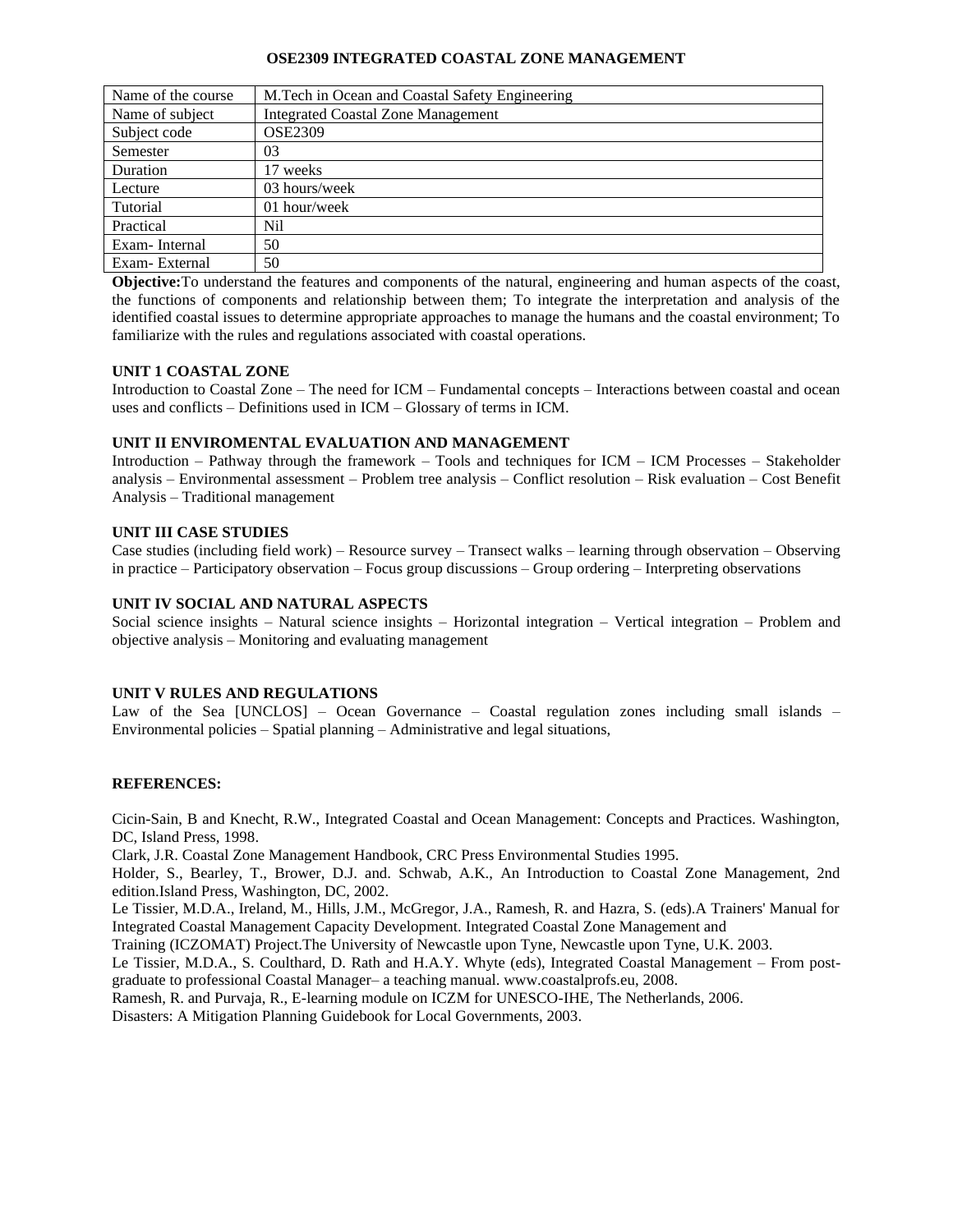# OSE2309 INTEGRATED COASTAL ZONE MANAGEMENT

| Name of the course | M.Tech in Ocean and Coastal Safety Engineering |
|---|---|
| Name of subject | Integrated Coastal Zone Management |
| Subject code | OSE2309 |
| Semester | 03 |
| Duration | 17 weeks |
| Lecture | 03 hours/week |
| Tutorial | 01 hour/week |
| Practical | Nil |
| Exam- Internal | 50 |
| Exam- External | 50 |

**Objective:** To understand the features and components of the natural, engineering and human aspects of the coast, the functions of components and relationship between them; To integrate the interpretation and analysis of the identified coastal issues to determine appropriate approaches to manage the humans and the coastal environment; To familiarize with the rules and regulations associated with coastal operations.

**UNIT 1 COASTAL ZONE**

Introduction to Coastal Zone – The need for ICM – Fundamental concepts – Interactions between coastal and ocean uses and conflicts – Definitions used in ICM – Glossary of terms in ICM.

**UNIT II ENVIROMENTAL EVALUATION AND MANAGEMENT**

Introduction – Pathway through the framework – Tools and techniques for ICM – ICM Processes – Stakeholder analysis – Environmental assessment – Problem tree analysis – Conflict resolution – Risk evaluation – Cost Benefit Analysis – Traditional management

**UNIT III CASE STUDIES**

Case studies (including field work) – Resource survey – Transect walks – learning through observation – Observing in practice – Participatory observation – Focus group discussions – Group ordering – Interpreting observations

**UNIT IV SOCIAL AND NATURAL ASPECTS**

Social science insights – Natural science insights – Horizontal integration – Vertical integration – Problem and objective analysis – Monitoring and evaluating management

**UNIT V RULES AND REGULATIONS**

Law of the Sea [UNCLOS] – Ocean Governance – Coastal regulation zones including small islands – Environmental policies – Spatial planning – Administrative and legal situations,

**REFERENCES:**

Cicin-Sain, B and Knecht, R.W., Integrated Coastal and Ocean Management: Concepts and Practices. Washington, DC, Island Press, 1998.

Clark, J.R. Coastal Zone Management Handbook, CRC Press Environmental Studies 1995.

Holder, S., Bearley, T., Brower, D.J. and. Schwab, A.K., An Introduction to Coastal Zone Management, 2nd edition.Island Press, Washington, DC, 2002.

Le Tissier, M.D.A., Ireland, M., Hills, J.M., McGregor, J.A., Ramesh, R. and Hazra, S. (eds).A Trainers' Manual for Integrated Coastal Management Capacity Development. Integrated Coastal Zone Management and Training (ICZOMAT) Project.The University of Newcastle upon Tyne, Newcastle upon Tyne, U.K. 2003.

Le Tissier, M.D.A., S. Coulthard, D. Rath and H.A.Y. Whyte (eds), Integrated Coastal Management – From post-graduate to professional Coastal Manager– a teaching manual. www.coastalprofs.eu, 2008.

Ramesh, R. and Purvaja, R., E-learning module on ICZM for UNESCO-IHE, The Netherlands, 2006.

Disasters: A Mitigation Planning Guidebook for Local Governments, 2003.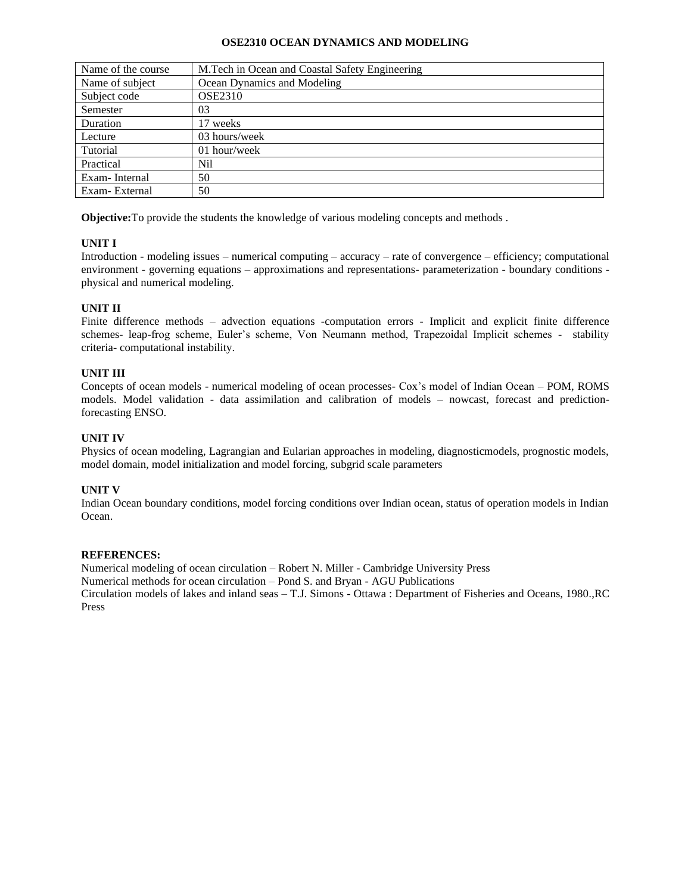# OSE2310 OCEAN DYNAMICS AND MODELING

| Name of the course | M.Tech in Ocean and Coastal Safety Engineering |
|---|---|
| Name of subject | Ocean Dynamics and Modeling |
| Subject code | OSE2310 |
| Semester | 03 |
| Duration | 17 weeks |
| Lecture | 03 hours/week |
| Tutorial | 01 hour/week |
| Practical | Nil |
| Exam- Internal | 50 |
| Exam- External | 50 |

**Objective:**To provide the students the knowledge of various modeling concepts and methods .

**UNIT I**
Introduction - modeling issues – numerical computing – accuracy – rate of convergence – efficiency; computational environment - governing equations – approximations and representations- parameterization - boundary conditions - physical and numerical modeling.

**UNIT II**
Finite difference methods – advection equations -computation errors - Implicit and explicit finite difference schemes- leap-frog scheme, Euler's scheme, Von Neumann method, Trapezoidal Implicit schemes - stability criteria- computational instability.

**UNIT III**
Concepts of ocean models - numerical modeling of ocean processes- Cox's model of Indian Ocean – POM, ROMS models. Model validation - data assimilation and calibration of models – nowcast, forecast and prediction-forecasting ENSO.

**UNIT IV**
Physics of ocean modeling, Lagrangian and Eularian approaches in modeling, diagnosticmodels, prognostic models, model domain, model initialization and model forcing, subgrid scale parameters

**UNIT V**
Indian Ocean boundary conditions, model forcing conditions over Indian ocean, status of operation models in Indian Ocean.

**REFERENCES:**
Numerical modeling of ocean circulation – Robert N. Miller - Cambridge University Press
Numerical methods for ocean circulation – Pond S. and Bryan - AGU Publications
Circulation models of lakes and inland seas – T.J. Simons - Ottawa : Department of Fisheries and Oceans, 1980.,RC Press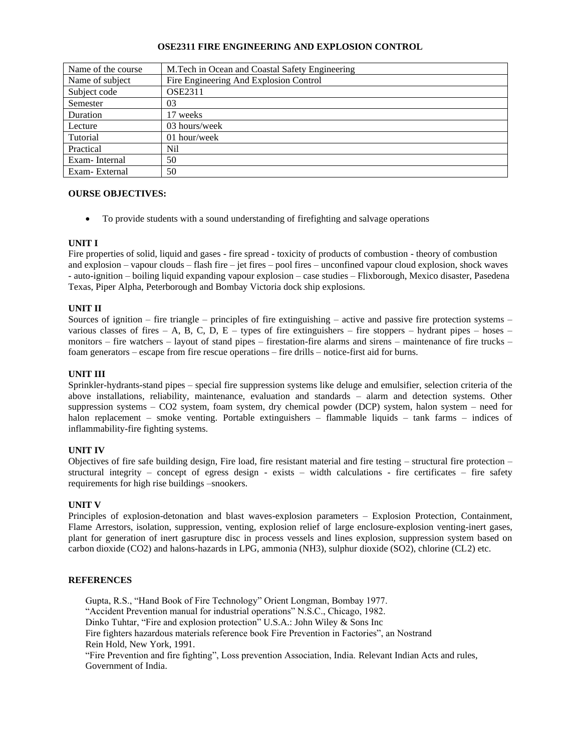# OSE2311 FIRE ENGINEERING AND EXPLOSION CONTROL

| Name of the course | M.Tech in Ocean and Coastal Safety Engineering |
|---|---|
| Name of subject | Fire Engineering And Explosion Control |
| Subject code | OSE2311 |
| Semester | 03 |
| Duration | 17 weeks |
| Lecture | 03 hours/week |
| Tutorial | 01 hour/week |
| Practical | Nil |
| Exam- Internal | 50 |
| Exam- External | 50 |

**OURSE OBJECTIVES:**

- To provide students with a sound understanding of firefighting and salvage operations

**UNIT I**

Fire properties of solid, liquid and gases - fire spread - toxicity of products of combustion - theory of combustion and explosion – vapour clouds – flash fire – jet fires – pool fires – unconfined vapour cloud explosion, shock waves - auto-ignition – boiling liquid expanding vapour explosion – case studies – Flixborough, Mexico disaster, Pasedena Texas, Piper Alpha, Peterborough and Bombay Victoria dock ship explosions.

**UNIT II**

Sources of ignition – fire triangle – principles of fire extinguishing – active and passive fire protection systems – various classes of fires – A, B, C, D, E – types of fire extinguishers – fire stoppers – hydrant pipes – hoses – monitors – fire watchers – layout of stand pipes – firestation-fire alarms and sirens – maintenance of fire trucks – foam generators – escape from fire rescue operations – fire drills – notice-first aid for burns.

**UNIT III**

Sprinkler-hydrants-stand pipes – special fire suppression systems like deluge and emulsifier, selection criteria of the above installations, reliability, maintenance, evaluation and standards – alarm and detection systems. Other suppression systems – CO2 system, foam system, dry chemical powder (DCP) system, halon system – need for halon replacement – smoke venting. Portable extinguishers – flammable liquids – tank farms – indices of inflammability-fire fighting systems.

**UNIT IV**

Objectives of fire safe building design, Fire load, fire resistant material and fire testing – structural fire protection – structural integrity – concept of egress design - exists – width calculations - fire certificates – fire safety requirements for high rise buildings –snookers.

**UNIT V**

Principles of explosion-detonation and blast waves-explosion parameters – Explosion Protection, Containment, Flame Arrestors, isolation, suppression, venting, explosion relief of large enclosure-explosion venting-inert gases, plant for generation of inert gasrupture disc in process vessels and lines explosion, suppression system based on carbon dioxide ($CO_2$) and halons-hazards in LPG, ammonia ($NH_3$), sulphur dioxide ($SO_2$), chlorine ($CL_2$) etc.

**REFERENCES**

Gupta, R.S., "Hand Book of Fire Technology" Orient Longman, Bombay 1977.
"Accident Prevention manual for industrial operations" N.S.C., Chicago, 1982.
Dinko Tuhtar, "Fire and explosion protection" U.S.A.: John Wiley & Sons Inc
Fire fighters hazardous materials reference book Fire Prevention in Factories", an Nostrand
Rein Hold, New York, 1991.
"Fire Prevention and fire fighting", Loss prevention Association, India. Relevant Indian Acts and rules, Government of India.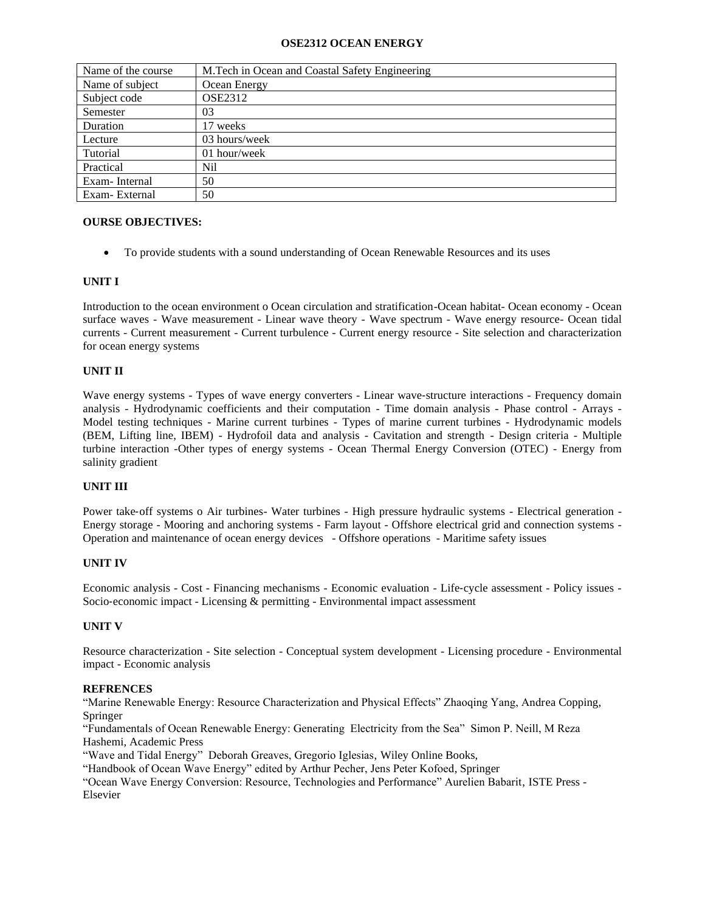# OSE2312 OCEAN ENERGY

| Name of the course | M.Tech in Ocean and Coastal Safety Engineering |
|---|---|
| Name of subject | Ocean Energy |
| Subject code | OSE2312 |
| Semester | 03 |
| Duration | 17 weeks |
| Lecture | 03 hours/week |
| Tutorial | 01 hour/week |
| Practical | Nil |
| Exam- Internal | 50 |
| Exam- External | 50 |

**OURSE OBJECTIVES:**

- To provide students with a sound understanding of Ocean Renewable Resources and its uses

**UNIT I**

Introduction to the ocean environment o Ocean circulation and stratification-Ocean habitat- Ocean economy - Ocean surface waves - Wave measurement - Linear wave theory - Wave spectrum - Wave energy resource- Ocean tidal currents - Current measurement - Current turbulence - Current energy resource - Site selection and characterization for ocean energy systems

**UNIT II**

Wave energy systems - Types of wave energy converters - Linear wave-structure interactions - Frequency domain analysis - Hydrodynamic coefficients and their computation - Time domain analysis - Phase control - Arrays - Model testing techniques - Marine current turbines - Types of marine current turbines - Hydrodynamic models (BEM, Lifting line, IBEM) - Hydrofoil data and analysis - Cavitation and strength - Design criteria - Multiple turbine interaction -Other types of energy systems - Ocean Thermal Energy Conversion (OTEC) - Energy from salinity gradient

**UNIT III**

Power take-off systems o Air turbines- Water turbines - High pressure hydraulic systems - Electrical generation - Energy storage - Mooring and anchoring systems - Farm layout - Offshore electrical grid and connection systems - Operation and maintenance of ocean energy devices - Offshore operations - Maritime safety issues

**UNIT IV**

Economic analysis - Cost - Financing mechanisms - Economic evaluation - Life-cycle assessment - Policy issues - Socio-economic impact - Licensing & permitting - Environmental impact assessment

**UNIT V**

Resource characterization - Site selection - Conceptual system development - Licensing procedure - Environmental impact - Economic analysis

**REFRENCES**

"Marine Renewable Energy: Resource Characterization and Physical Effects" Zhaoqing Yang, Andrea Copping, Springer

"Fundamentals of Ocean Renewable Energy: Generating Electricity from the Sea" Simon P. Neill, M Reza Hashemi, Academic Press

"Wave and Tidal Energy" Deborah Greaves, Gregorio Iglesias, Wiley Online Books,

"Handbook of Ocean Wave Energy" edited by Arthur Pecher, Jens Peter Kofoed, Springer

"Ocean Wave Energy Conversion: Resource, Technologies and Performance" Aurelien Babarit, ISTE Press - Elsevier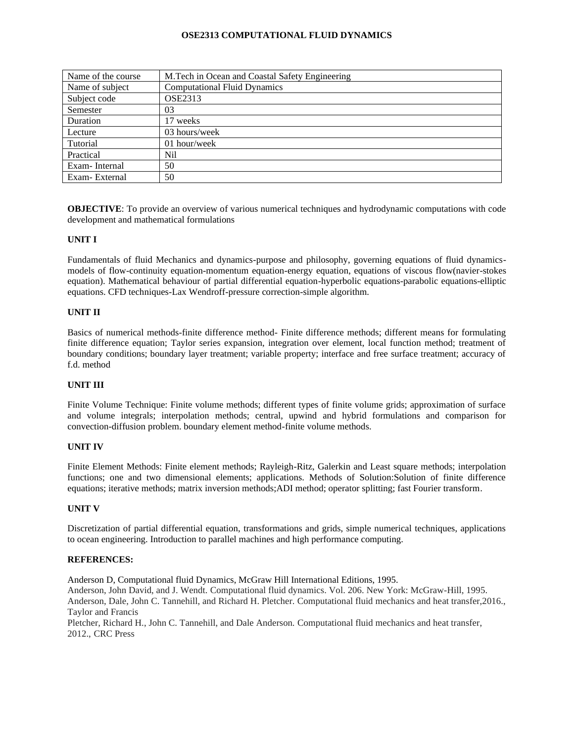# OSE2313 COMPUTATIONAL FLUID DYNAMICS

| Name of the course | M.Tech in Ocean and Coastal Safety Engineering |
|---|---|
| Name of subject | Computational Fluid Dynamics |
| Subject code | OSE2313 |
| Semester | 03 |
| Duration | 17 weeks |
| Lecture | 03 hours/week |
| Tutorial | 01 hour/week |
| Practical | Nil |
| Exam- Internal | 50 |
| Exam- External | 50 |

**OBJECTIVE**: To provide an overview of various numerical techniques and hydrodynamic computations with code development and mathematical formulations

**UNIT I**

Fundamentals of fluid Mechanics and dynamics-purpose and philosophy, governing equations of fluid dynamics-models of flow-continuity equation-momentum equation-energy equation, equations of viscous flow(navier-stokes equation). Mathematical behaviour of partial differential equation-hyperbolic equations-parabolic equations-elliptic equations. CFD techniques-Lax Wendroff-pressure correction-simple algorithm.

**UNIT II**

Basics of numerical methods-finite difference method- Finite difference methods; different means for formulating finite difference equation; Taylor series expansion, integration over element, local function method; treatment of boundary conditions; boundary layer treatment; variable property; interface and free surface treatment; accuracy of f.d. method

**UNIT III**

Finite Volume Technique: Finite volume methods; different types of finite volume grids; approximation of surface and volume integrals; interpolation methods; central, upwind and hybrid formulations and comparison for convection-diffusion problem. boundary element method-finite volume methods.

**UNIT IV**

Finite Element Methods: Finite element methods; Rayleigh-Ritz, Galerkin and Least square methods; interpolation functions; one and two dimensional elements; applications. Methods of Solution:Solution of finite difference equations; iterative methods; matrix inversion methods;ADI method; operator splitting; fast Fourier transform.

**UNIT V**

Discretization of partial differential equation, transformations and grids, simple numerical techniques, applications to ocean engineering. Introduction to parallel machines and high performance computing.

**REFERENCES:**

Anderson D, Computational fluid Dynamics, McGraw Hill International Editions, 1995.

Anderson, John David, and J. Wendt. Computational fluid dynamics. Vol. 206. New York: McGraw-Hill, 1995.

Anderson, Dale, John C. Tannehill, and Richard H. Pletcher. Computational fluid mechanics and heat transfer,2016., Taylor and Francis

Pletcher, Richard H., John C. Tannehill, and Dale Anderson. Computational fluid mechanics and heat transfer, 2012., CRC Press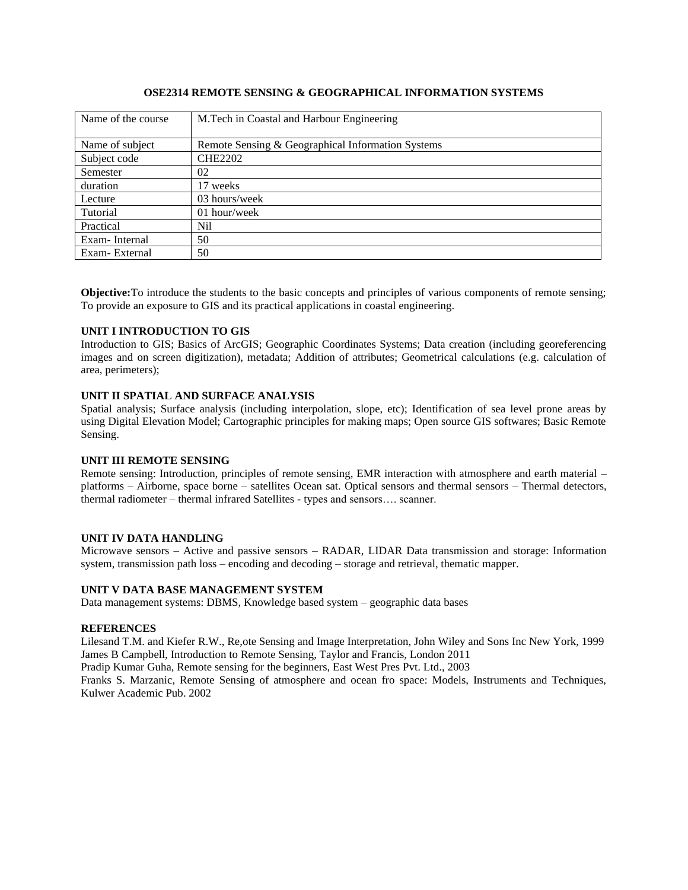## OSE2314 REMOTE SENSING & GEOGRAPHICAL INFORMATION SYSTEMS

| | |
|---|---|
| Name of the course | M.Tech in Coastal and Harbour Engineering |
| Name of subject | Remote Sensing & Geographical Information Systems |
| Subject code | CHE2202 |
| Semester | 02 |
| duration | 17 weeks |
| Lecture | 03 hours/week |
| Tutorial | 01 hour/week |
| Practical | Nil |
| Exam- Internal | 50 |
| Exam- External | 50 |

**Objective:**To introduce the students to the basic concepts and principles of various components of remote sensing; To provide an exposure to GIS and its practical applications in coastal engineering.

**UNIT I INTRODUCTION TO GIS**

Introduction to GIS; Basics of ArcGIS; Geographic Coordinates Systems; Data creation (including georeferencing images and on screen digitization), metadata; Addition of attributes; Geometrical calculations (e.g. calculation of area, perimeters);

**UNIT II SPATIAL AND SURFACE ANALYSIS**

Spatial analysis; Surface analysis (including interpolation, slope, etc); Identification of sea level prone areas by using Digital Elevation Model; Cartographic principles for making maps; Open source GIS softwares; Basic Remote Sensing.

**UNIT III REMOTE SENSING**

Remote sensing: Introduction, principles of remote sensing, EMR interaction with atmosphere and earth material – platforms – Airborne, space borne – satellites Ocean sat. Optical sensors and thermal sensors – Thermal detectors, thermal radiometer – thermal infrared Satellites - types and sensors…. scanner.

**UNIT IV DATA HANDLING**

Microwave sensors – Active and passive sensors – RADAR, LIDAR Data transmission and storage: Information system, transmission path loss – encoding and decoding – storage and retrieval, thematic mapper.

**UNIT V DATA BASE MANAGEMENT SYSTEM**

Data management systems: DBMS, Knowledge based system – geographic data bases

**REFERENCES**

Lilesand T.M. and Kiefer R.W., Re,ote Sensing and Image Interpretation, John Wiley and Sons Inc New York, 1999

James B Campbell, Introduction to Remote Sensing, Taylor and Francis, London 2011

Pradip Kumar Guha, Remote sensing for the beginners, East West Pres Pvt. Ltd., 2003

Franks S. Marzanic, Remote Sensing of atmosphere and ocean fro space: Models, Instruments and Techniques, Kulwer Academic Pub. 2002